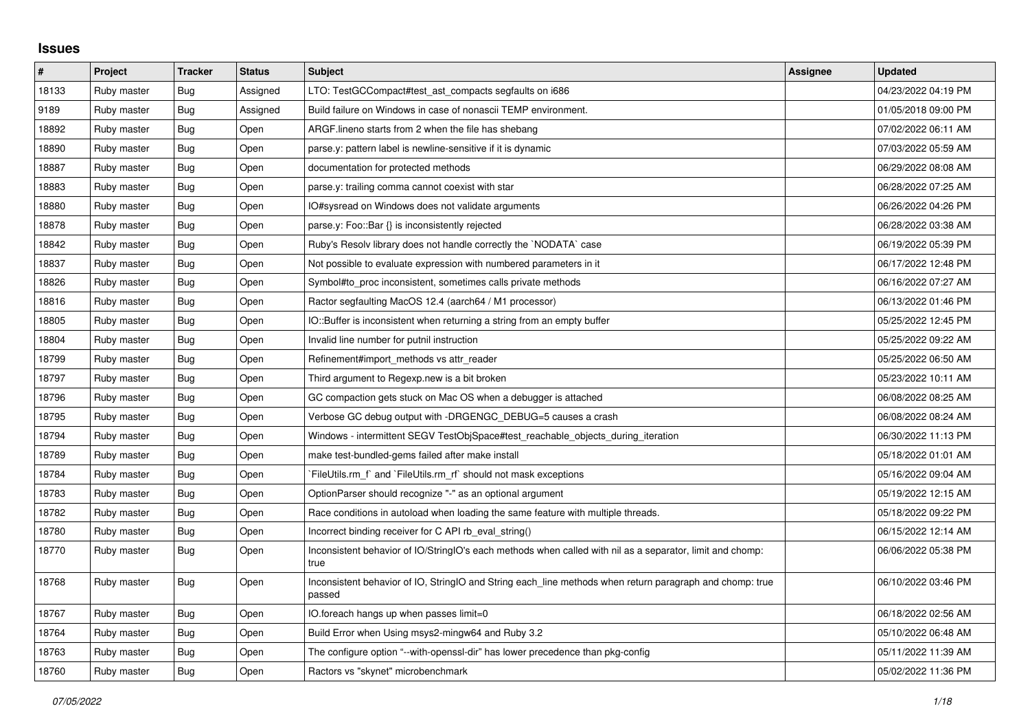## Issues

| # | Project | Tracker | Status | Subject | Assignee | Updated |
|---|---|---|---|---|---|---|
| 18133 | Ruby master | Bug | Assigned | LTO: TestGCCompact#test_ast_compacts segfaults on i686 | | 04/23/2022 04:19 PM |
| 9189 | Ruby master | Bug | Assigned | Build failure on Windows in case of nonascii TEMP environment. | | 01/05/2018 09:00 PM |
| 18892 | Ruby master | Bug | Open | ARGF.lineno starts from 2 when the file has shebang | | 07/02/2022 06:11 AM |
| 18890 | Ruby master | Bug | Open | parse.y: pattern label is newline-sensitive if it is dynamic | | 07/03/2022 05:59 AM |
| 18887 | Ruby master | Bug | Open | documentation for protected methods | | 06/29/2022 08:08 AM |
| 18883 | Ruby master | Bug | Open | parse.y: trailing comma cannot coexist with star | | 06/28/2022 07:25 AM |
| 18880 | Ruby master | Bug | Open | IO#sysread on Windows does not validate arguments | | 06/26/2022 04:26 PM |
| 18878 | Ruby master | Bug | Open | parse.y: Foo::Bar {} is inconsistently rejected | | 06/28/2022 03:38 AM |
| 18842 | Ruby master | Bug | Open | Ruby's Resolv library does not handle correctly the `NODATA` case | | 06/19/2022 05:39 PM |
| 18837 | Ruby master | Bug | Open | Not possible to evaluate expression with numbered parameters in it | | 06/17/2022 12:48 PM |
| 18826 | Ruby master | Bug | Open | Symbol#to_proc inconsistent, sometimes calls private methods | | 06/16/2022 07:27 AM |
| 18816 | Ruby master | Bug | Open | Ractor segfaulting MacOS 12.4 (aarch64 / M1 processor) | | 06/13/2022 01:46 PM |
| 18805 | Ruby master | Bug | Open | IO::Buffer is inconsistent when returning a string from an empty buffer | | 05/25/2022 12:45 PM |
| 18804 | Ruby master | Bug | Open | Invalid line number for putnil instruction | | 05/25/2022 09:22 AM |
| 18799 | Ruby master | Bug | Open | Refinement#import_methods vs attr_reader | | 05/25/2022 06:50 AM |
| 18797 | Ruby master | Bug | Open | Third argument to Regexp.new is a bit broken | | 05/23/2022 10:11 AM |
| 18796 | Ruby master | Bug | Open | GC compaction gets stuck on Mac OS when a debugger is attached | | 06/08/2022 08:25 AM |
| 18795 | Ruby master | Bug | Open | Verbose GC debug output with -DRGENGC_DEBUG=5 causes a crash | | 06/08/2022 08:24 AM |
| 18794 | Ruby master | Bug | Open | Windows - intermittent SEGV TestObjSpace#test_reachable_objects_during_iteration | | 06/30/2022 11:13 PM |
| 18789 | Ruby master | Bug | Open | make test-bundled-gems failed after make install | | 05/18/2022 01:01 AM |
| 18784 | Ruby master | Bug | Open | `FileUtils.rm_f` and `FileUtils.rm_rf` should not mask exceptions | | 05/16/2022 09:04 AM |
| 18783 | Ruby master | Bug | Open | OptionParser should recognize "-" as an optional argument | | 05/19/2022 12:15 AM |
| 18782 | Ruby master | Bug | Open | Race conditions in autoload when loading the same feature with multiple threads. | | 05/18/2022 09:22 PM |
| 18780 | Ruby master | Bug | Open | Incorrect binding receiver for C API rb_eval_string() | | 06/15/2022 12:14 AM |
| 18770 | Ruby master | Bug | Open | Inconsistent behavior of IO/StringIO's each methods when called with nil as a separator, limit and chomp: true | | 06/06/2022 05:38 PM |
| 18768 | Ruby master | Bug | Open | Inconsistent behavior of IO, StringIO and String each_line methods when return paragraph and chomp: true passed | | 06/10/2022 03:46 PM |
| 18767 | Ruby master | Bug | Open | IO.foreach hangs up when passes limit=0 | | 06/18/2022 02:56 AM |
| 18764 | Ruby master | Bug | Open | Build Error when Using msys2-mingw64 and Ruby 3.2 | | 05/10/2022 06:48 AM |
| 18763 | Ruby master | Bug | Open | The configure option "--with-openssl-dir" has lower precedence than pkg-config | | 05/11/2022 11:39 AM |
| 18760 | Ruby master | Bug | Open | Ractors vs "skynet" microbenchmark | | 05/02/2022 11:36 PM |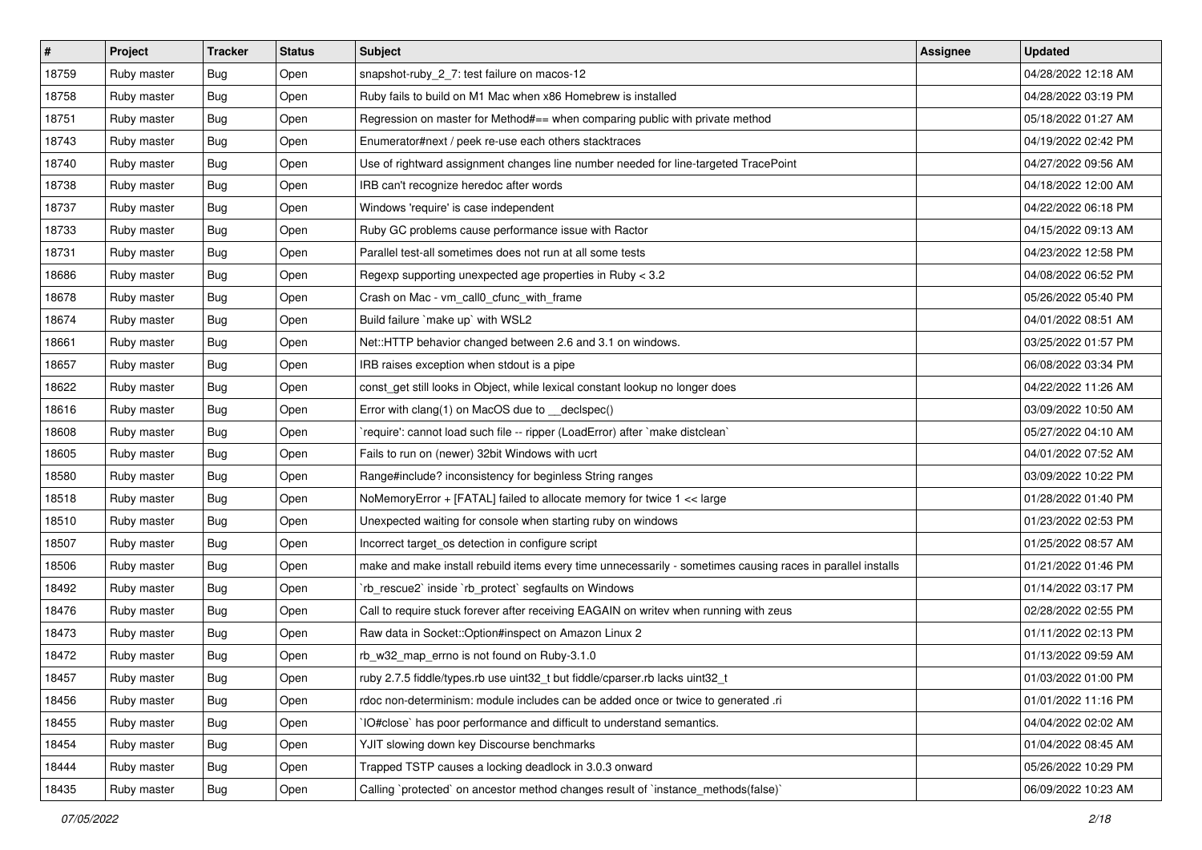| # | Project | Tracker | Status | Subject | Assignee | Updated |
|---|---|---|---|---|---|---|
| 18759 | Ruby master | Bug | Open | snapshot-ruby_2_7: test failure on macos-12 | | 04/28/2022 12:18 AM |
| 18758 | Ruby master | Bug | Open | Ruby fails to build on M1 Mac when x86 Homebrew is installed | | 04/28/2022 03:19 PM |
| 18751 | Ruby master | Bug | Open | Regression on master for Method#== when comparing public with private method | | 05/18/2022 01:27 AM |
| 18743 | Ruby master | Bug | Open | Enumerator#next / peek re-use each others stacktraces | | 04/19/2022 02:42 PM |
| 18740 | Ruby master | Bug | Open | Use of rightward assignment changes line number needed for line-targeted TracePoint | | 04/27/2022 09:56 AM |
| 18738 | Ruby master | Bug | Open | IRB can't recognize heredoc after words | | 04/18/2022 12:00 AM |
| 18737 | Ruby master | Bug | Open | Windows 'require' is case independent | | 04/22/2022 06:18 PM |
| 18733 | Ruby master | Bug | Open | Ruby GC problems cause performance issue with Ractor | | 04/15/2022 09:13 AM |
| 18731 | Ruby master | Bug | Open | Parallel test-all sometimes does not run at all some tests | | 04/23/2022 12:58 PM |
| 18686 | Ruby master | Bug | Open | Regexp supporting unexpected age properties in Ruby < 3.2 | | 04/08/2022 06:52 PM |
| 18678 | Ruby master | Bug | Open | Crash on Mac - vm_call0_cfunc_with_frame | | 05/26/2022 05:40 PM |
| 18674 | Ruby master | Bug | Open | Build failure `make up` with WSL2 | | 04/01/2022 08:51 AM |
| 18661 | Ruby master | Bug | Open | Net::HTTP behavior changed between 2.6 and 3.1 on windows. | | 03/25/2022 01:57 PM |
| 18657 | Ruby master | Bug | Open | IRB raises exception when stdout is a pipe | | 06/08/2022 03:34 PM |
| 18622 | Ruby master | Bug | Open | const_get still looks in Object, while lexical constant lookup no longer does | | 04/22/2022 11:26 AM |
| 18616 | Ruby master | Bug | Open | Error with clang(1) on MacOS due to __declspec() | | 03/09/2022 10:50 AM |
| 18608 | Ruby master | Bug | Open | `require': cannot load such file -- ripper (LoadError) after `make distclean` | | 05/27/2022 04:10 AM |
| 18605 | Ruby master | Bug | Open | Fails to run on (newer) 32bit Windows with ucrt | | 04/01/2022 07:52 AM |
| 18580 | Ruby master | Bug | Open | Range#include? inconsistency for beginless String ranges | | 03/09/2022 10:22 PM |
| 18518 | Ruby master | Bug | Open | NoMemoryError + [FATAL] failed to allocate memory for twice 1 << large | | 01/28/2022 01:40 PM |
| 18510 | Ruby master | Bug | Open | Unexpected waiting for console when starting ruby on windows | | 01/23/2022 02:53 PM |
| 18507 | Ruby master | Bug | Open | Incorrect target_os detection in configure script | | 01/25/2022 08:57 AM |
| 18506 | Ruby master | Bug | Open | make and make install rebuild items every time unnecessarily - sometimes causing races in parallel installs | | 01/21/2022 01:46 PM |
| 18492 | Ruby master | Bug | Open | `rb_rescue2` inside `rb_protect` segfaults on Windows | | 01/14/2022 03:17 PM |
| 18476 | Ruby master | Bug | Open | Call to require stuck forever after receiving EAGAIN on writev when running with zeus | | 02/28/2022 02:55 PM |
| 18473 | Ruby master | Bug | Open | Raw data in Socket::Option#inspect on Amazon Linux 2 | | 01/11/2022 02:13 PM |
| 18472 | Ruby master | Bug | Open | rb_w32_map_errno is not found on Ruby-3.1.0 | | 01/13/2022 09:59 AM |
| 18457 | Ruby master | Bug | Open | ruby 2.7.5 fiddle/types.rb use uint32_t but fiddle/cparser.rb lacks uint32_t | | 01/03/2022 01:00 PM |
| 18456 | Ruby master | Bug | Open | rdoc non-determinism: module includes can be added once or twice to generated .ri | | 01/01/2022 11:16 PM |
| 18455 | Ruby master | Bug | Open | `IO#close` has poor performance and difficult to understand semantics. | | 04/04/2022 02:02 AM |
| 18454 | Ruby master | Bug | Open | YJIT slowing down key Discourse benchmarks | | 01/04/2022 08:45 AM |
| 18444 | Ruby master | Bug | Open | Trapped TSTP causes a locking deadlock in 3.0.3 onward | | 05/26/2022 10:29 PM |
| 18435 | Ruby master | Bug | Open | Calling `protected` on ancestor method changes result of `instance_methods(false)` | | 06/09/2022 10:23 AM |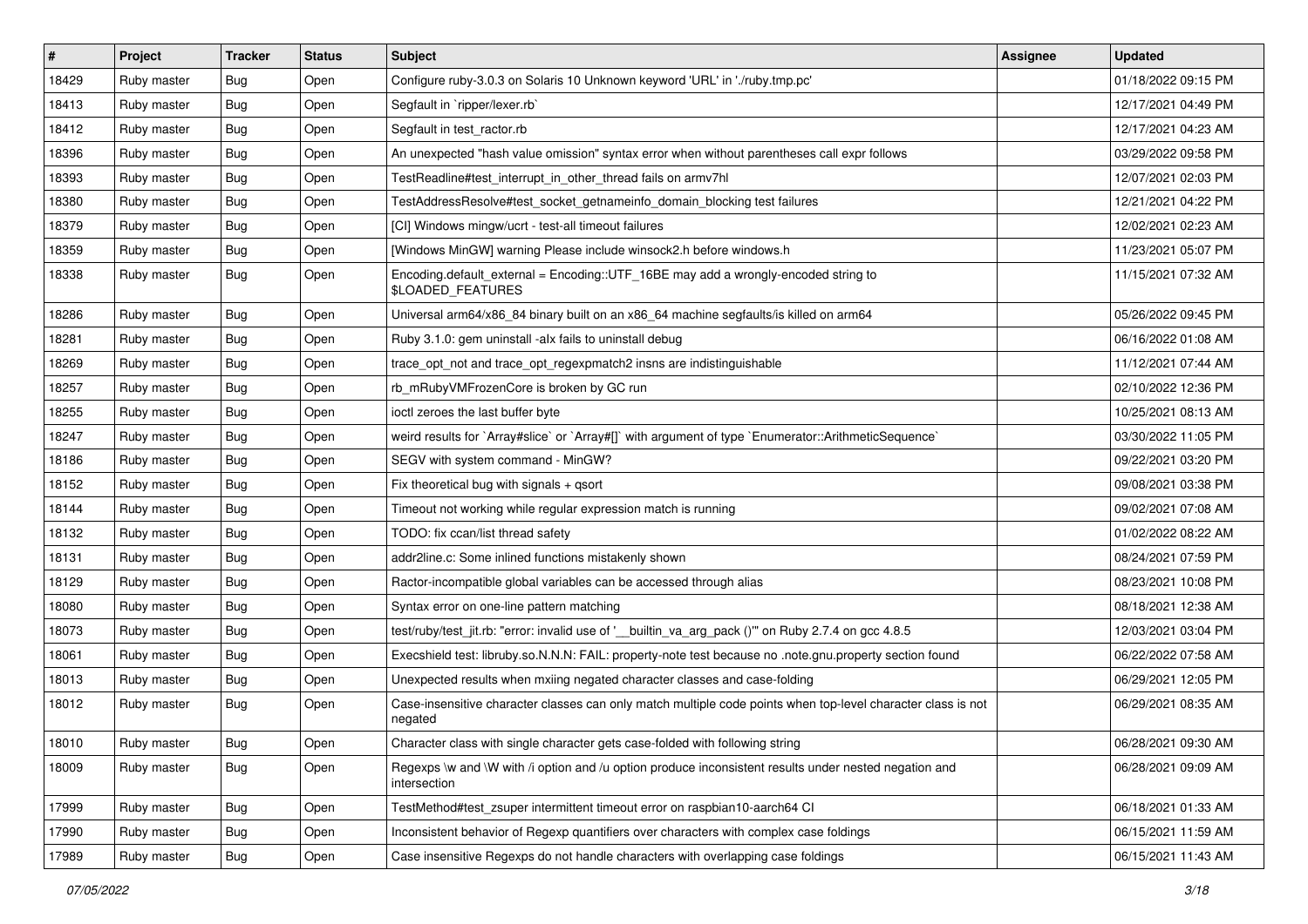| # | Project | Tracker | Status | Subject | Assignee | Updated |
|---|---|---|---|---|---|---|
| 18429 | Ruby master | Bug | Open | Configure ruby-3.0.3 on Solaris 10 Unknown keyword 'URL' in './ruby.tmp.pc' | | 01/18/2022 09:15 PM |
| 18413 | Ruby master | Bug | Open | Segfault in `ripper/lexer.rb` | | 12/17/2021 04:49 PM |
| 18412 | Ruby master | Bug | Open | Segfault in test_ractor.rb | | 12/17/2021 04:23 AM |
| 18396 | Ruby master | Bug | Open | An unexpected "hash value omission" syntax error when without parentheses call expr follows | | 03/29/2022 09:58 PM |
| 18393 | Ruby master | Bug | Open | TestReadline#test_interrupt_in_other_thread fails on armv7hl | | 12/07/2021 02:03 PM |
| 18380 | Ruby master | Bug | Open | TestAddressResolve#test_socket_getnameinfo_domain_blocking test failures | | 12/21/2021 04:22 PM |
| 18379 | Ruby master | Bug | Open | [CI] Windows mingw/ucrt - test-all timeout failures | | 12/02/2021 02:23 AM |
| 18359 | Ruby master | Bug | Open | [Windows MinGW] warning Please include winsock2.h before windows.h | | 11/23/2021 05:07 PM |
| 18338 | Ruby master | Bug | Open | Encoding.default_external = Encoding::UTF_16BE may add a wrongly-encoded string to $LOADED_FEATURES | | 11/15/2021 07:32 AM |
| 18286 | Ruby master | Bug | Open | Universal arm64/x86_84 binary built on an x86_64 machine segfaults/is killed on arm64 | | 05/26/2022 09:45 PM |
| 18281 | Ruby master | Bug | Open | Ruby 3.1.0: gem uninstall -alx fails to uninstall debug | | 06/16/2022 01:08 AM |
| 18269 | Ruby master | Bug | Open | trace_opt_not and trace_opt_regexpmatch2 insns are indistinguishable | | 11/12/2021 07:44 AM |
| 18257 | Ruby master | Bug | Open | rb_mRubyVMFrozenCore is broken by GC run | | 02/10/2022 12:36 PM |
| 18255 | Ruby master | Bug | Open | ioctl zeroes the last buffer byte | | 10/25/2021 08:13 AM |
| 18247 | Ruby master | Bug | Open | weird results for `Array#slice` or `Array#[]` with argument of type `Enumerator::ArithmeticSequence` | | 03/30/2022 11:05 PM |
| 18186 | Ruby master | Bug | Open | SEGV with system command - MinGW? | | 09/22/2021 03:20 PM |
| 18152 | Ruby master | Bug | Open | Fix theoretical bug with signals + qsort | | 09/08/2021 03:38 PM |
| 18144 | Ruby master | Bug | Open | Timeout not working while regular expression match is running | | 09/02/2021 07:08 AM |
| 18132 | Ruby master | Bug | Open | TODO: fix ccan/list thread safety | | 01/02/2022 08:22 AM |
| 18131 | Ruby master | Bug | Open | addr2line.c: Some inlined functions mistakenly shown | | 08/24/2021 07:59 PM |
| 18129 | Ruby master | Bug | Open | Ractor-incompatible global variables can be accessed through alias | | 08/23/2021 10:08 PM |
| 18080 | Ruby master | Bug | Open | Syntax error on one-line pattern matching | | 08/18/2021 12:38 AM |
| 18073 | Ruby master | Bug | Open | test/ruby/test_jit.rb: "error: invalid use of '__builtin_va_arg_pack ()'" on Ruby 2.7.4 on gcc 4.8.5 | | 12/03/2021 03:04 PM |
| 18061 | Ruby master | Bug | Open | Execshield test: libruby.so.N.N.N: FAIL: property-note test because no .note.gnu.property section found | | 06/22/2022 07:58 AM |
| 18013 | Ruby master | Bug | Open | Unexpected results when mxiing negated character classes and case-folding | | 06/29/2021 12:05 PM |
| 18012 | Ruby master | Bug | Open | Case-insensitive character classes can only match multiple code points when top-level character class is not negated | | 06/29/2021 08:35 AM |
| 18010 | Ruby master | Bug | Open | Character class with single character gets case-folded with following string | | 06/28/2021 09:30 AM |
| 18009 | Ruby master | Bug | Open | Regexps \w and \W with /i option and /u option produce inconsistent results under nested negation and intersection | | 06/28/2021 09:09 AM |
| 17999 | Ruby master | Bug | Open | TestMethod#test_zsuper intermittent timeout error on raspbian10-aarch64 CI | | 06/18/2021 01:33 AM |
| 17990 | Ruby master | Bug | Open | Inconsistent behavior of Regexp quantifiers over characters with complex case foldings | | 06/15/2021 11:59 AM |
| 17989 | Ruby master | Bug | Open | Case insensitive Regexps do not handle characters with overlapping case foldings | | 06/15/2021 11:43 AM |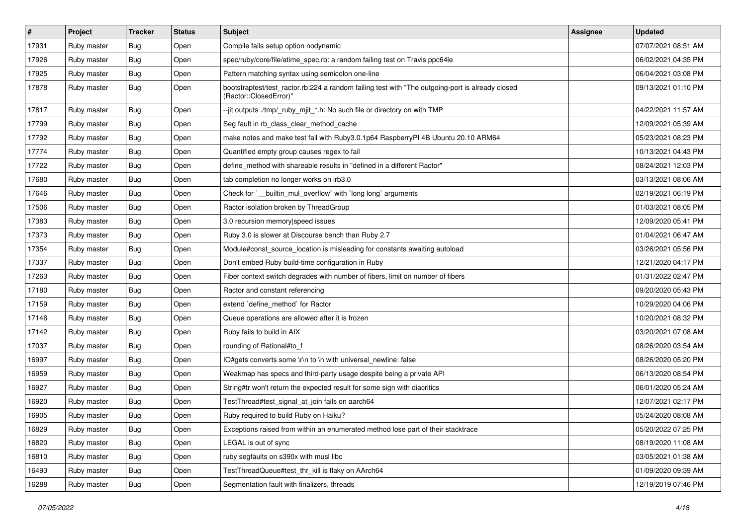| # | Project | Tracker | Status | Subject | Assignee | Updated |
|---|---|---|---|---|---|---|
| 17931 | Ruby master | Bug | Open | Compile fails setup option nodynamic | | 07/07/2021 08:51 AM |
| 17926 | Ruby master | Bug | Open | spec/ruby/core/file/atime_spec.rb: a random failing test on Travis ppc64le | | 06/02/2021 04:35 PM |
| 17925 | Ruby master | Bug | Open | Pattern matching syntax using semicolon one-line | | 06/04/2021 03:08 PM |
| 17878 | Ruby master | Bug | Open | bootstraptest/test_ractor.rb:224 a random failing test with "The outgoing-port is already closed (Ractor::ClosedError)" | | 09/13/2021 01:10 PM |
| 17817 | Ruby master | Bug | Open | --jit outputs ./tmp/_ruby_mjit_*.h: No such file or directory on with TMP | | 04/22/2021 11:57 AM |
| 17799 | Ruby master | Bug | Open | Seg fault in rb_class_clear_method_cache | | 12/09/2021 05:39 AM |
| 17792 | Ruby master | Bug | Open | make notes and make test fail with Ruby3.0.1p64 RaspberryPI 4B Ubuntu 20.10 ARM64 | | 05/23/2021 08:23 PM |
| 17774 | Ruby master | Bug | Open | Quantified empty group causes regex to fail | | 10/13/2021 04:43 PM |
| 17722 | Ruby master | Bug | Open | define_method with shareable results in "defined in a different Ractor" | | 08/24/2021 12:03 PM |
| 17680 | Ruby master | Bug | Open | tab completion no longer works on irb3.0 | | 03/13/2021 08:06 AM |
| 17646 | Ruby master | Bug | Open | Check for `__builtin_mul_overflow` with `long long` arguments | | 02/19/2021 06:19 PM |
| 17506 | Ruby master | Bug | Open | Ractor isolation broken by ThreadGroup | | 01/03/2021 08:05 PM |
| 17383 | Ruby master | Bug | Open | 3.0 recursion memory\|speed issues | | 12/09/2020 05:41 PM |
| 17373 | Ruby master | Bug | Open | Ruby 3.0 is slower at Discourse bench than Ruby 2.7 | | 01/04/2021 06:47 AM |
| 17354 | Ruby master | Bug | Open | Module#const_source_location is misleading for constants awaiting autoload | | 03/26/2021 05:56 PM |
| 17337 | Ruby master | Bug | Open | Don't embed Ruby build-time configuration in Ruby | | 12/21/2020 04:17 PM |
| 17263 | Ruby master | Bug | Open | Fiber context switch degrades with number of fibers, limit on number of fibers | | 01/31/2022 02:47 PM |
| 17180 | Ruby master | Bug | Open | Ractor and constant referencing | | 09/20/2020 05:43 PM |
| 17159 | Ruby master | Bug | Open | extend `define_method` for Ractor | | 10/29/2020 04:06 PM |
| 17146 | Ruby master | Bug | Open | Queue operations are allowed after it is frozen | | 10/20/2021 08:32 PM |
| 17142 | Ruby master | Bug | Open | Ruby fails to build in AIX | | 03/20/2021 07:08 AM |
| 17037 | Ruby master | Bug | Open | rounding of Rational#to_f | | 08/26/2020 03:54 AM |
| 16997 | Ruby master | Bug | Open | IO#gets converts some \r\n to \n with universal_newline: false | | 08/26/2020 05:20 PM |
| 16959 | Ruby master | Bug | Open | Weakmap has specs and third-party usage despite being a private API | | 06/13/2020 08:54 PM |
| 16927 | Ruby master | Bug | Open | String#tr won't return the expected result for some sign with diacritics | | 06/01/2020 05:24 AM |
| 16920 | Ruby master | Bug | Open | TestThread#test_signal_at_join fails on aarch64 | | 12/07/2021 02:17 PM |
| 16905 | Ruby master | Bug | Open | Ruby required to build Ruby on Haiku? | | 05/24/2020 08:08 AM |
| 16829 | Ruby master | Bug | Open | Exceptions raised from within an enumerated method lose part of their stacktrace | | 05/20/2022 07:25 PM |
| 16820 | Ruby master | Bug | Open | LEGAL is out of sync | | 08/19/2020 11:08 AM |
| 16810 | Ruby master | Bug | Open | ruby segfaults on s390x with musl libc | | 03/05/2021 01:38 AM |
| 16493 | Ruby master | Bug | Open | TestThreadQueue#test_thr_kill is flaky on AArch64 | | 01/09/2020 09:39 AM |
| 16288 | Ruby master | Bug | Open | Segmentation fault with finalizers, threads | | 12/19/2019 07:46 PM |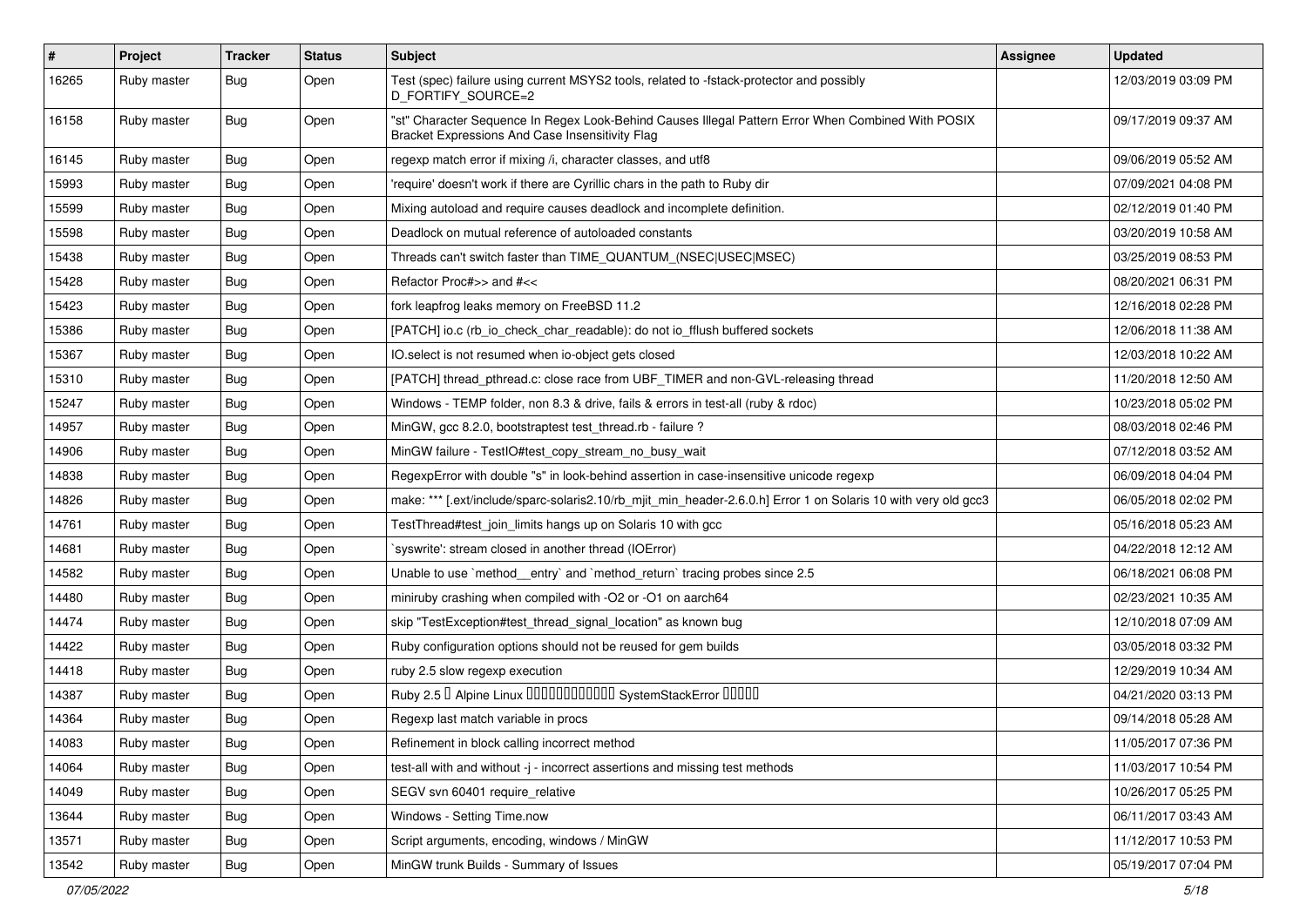| # | Project | Tracker | Status | Subject | Assignee | Updated |
|---|---|---|---|---|---|---|
| 16265 | Ruby master | Bug | Open | Test (spec) failure using current MSYS2 tools, related to -fstack-protector and possibly D_FORTIFY_SOURCE=2 | | 12/03/2019 03:09 PM |
| 16158 | Ruby master | Bug | Open | "st" Character Sequence In Regex Look-Behind Causes Illegal Pattern Error When Combined With POSIX Bracket Expressions And Case Insensitivity Flag | | 09/17/2019 09:37 AM |
| 16145 | Ruby master | Bug | Open | regexp match error if mixing /i, character classes, and utf8 | | 09/06/2019 05:52 AM |
| 15993 | Ruby master | Bug | Open | 'require' doesn't work if there are Cyrillic chars in the path to Ruby dir | | 07/09/2021 04:08 PM |
| 15599 | Ruby master | Bug | Open | Mixing autoload and require causes deadlock and incomplete definition. | | 02/12/2019 01:40 PM |
| 15598 | Ruby master | Bug | Open | Deadlock on mutual reference of autoloaded constants | | 03/20/2019 10:58 AM |
| 15438 | Ruby master | Bug | Open | Threads can't switch faster than TIME_QUANTUM_(NSEC\|USEC\|MSEC) | | 03/25/2019 08:53 PM |
| 15428 | Ruby master | Bug | Open | Refactor Proc#>> and #<< | | 08/20/2021 06:31 PM |
| 15423 | Ruby master | Bug | Open | fork leapfrog leaks memory on FreeBSD 11.2 | | 12/16/2018 02:28 PM |
| 15386 | Ruby master | Bug | Open | [PATCH] io.c (rb_io_check_char_readable): do not io_fflush buffered sockets | | 12/06/2018 11:38 AM |
| 15367 | Ruby master | Bug | Open | IO.select is not resumed when io-object gets closed | | 12/03/2018 10:22 AM |
| 15310 | Ruby master | Bug | Open | [PATCH] thread_pthread.c: close race from UBF_TIMER and non-GVL-releasing thread | | 11/20/2018 12:50 AM |
| 15247 | Ruby master | Bug | Open | Windows - TEMP folder, non 8.3 & drive, fails & errors in test-all (ruby & rdoc) | | 10/23/2018 05:02 PM |
| 14957 | Ruby master | Bug | Open | MinGW, gcc 8.2.0, bootstraptest test_thread.rb - failure ? | | 08/03/2018 02:46 PM |
| 14906 | Ruby master | Bug | Open | MinGW failure - TestIO#test_copy_stream_no_busy_wait | | 07/12/2018 03:52 AM |
| 14838 | Ruby master | Bug | Open | RegexpError with double "s" in look-behind assertion in case-insensitive unicode regexp | | 06/09/2018 04:04 PM |
| 14826 | Ruby master | Bug | Open | make: *** [.ext/include/sparc-solaris2.10/rb_mjit_min_header-2.6.0.h] Error 1 on Solaris 10 with very old gcc3 | | 06/05/2018 02:02 PM |
| 14761 | Ruby master | Bug | Open | TestThread#test_join_limits hangs up on Solaris 10 with gcc | | 05/16/2018 05:23 AM |
| 14681 | Ruby master | Bug | Open | `syswrite': stream closed in another thread (IOError) | | 04/22/2018 12:12 AM |
| 14582 | Ruby master | Bug | Open | Unable to use `method__entry` and `method_return` tracing probes since 2.5 | | 06/18/2021 06:08 PM |
| 14480 | Ruby master | Bug | Open | miniruby crashing when compiled with -O2 or -O1 on aarch64 | | 02/23/2021 10:35 AM |
| 14474 | Ruby master | Bug | Open | skip "TestException#test_thread_signal_location" as known bug | | 12/10/2018 07:09 AM |
| 14422 | Ruby master | Bug | Open | Ruby configuration options should not be reused for gem builds | | 03/05/2018 03:32 PM |
| 14418 | Ruby master | Bug | Open | ruby 2.5 slow regexp execution | | 12/29/2019 10:34 AM |
| 14387 | Ruby master | Bug | Open | Ruby 2.5 � Alpine Linux ������������ SystemStackError ����� | | 04/21/2020 03:13 PM |
| 14364 | Ruby master | Bug | Open | Regexp last match variable in procs | | 09/14/2018 05:28 AM |
| 14083 | Ruby master | Bug | Open | Refinement in block calling incorrect method | | 11/05/2017 07:36 PM |
| 14064 | Ruby master | Bug | Open | test-all with and without -j - incorrect assertions and missing test methods | | 11/03/2017 10:54 PM |
| 14049 | Ruby master | Bug | Open | SEGV svn 60401 require_relative | | 10/26/2017 05:25 PM |
| 13644 | Ruby master | Bug | Open | Windows - Setting Time.now | | 06/11/2017 03:43 AM |
| 13571 | Ruby master | Bug | Open | Script arguments, encoding, windows / MinGW | | 11/12/2017 10:53 PM |
| 13542 | Ruby master | Bug | Open | MinGW trunk Builds - Summary of Issues | | 05/19/2017 07:04 PM |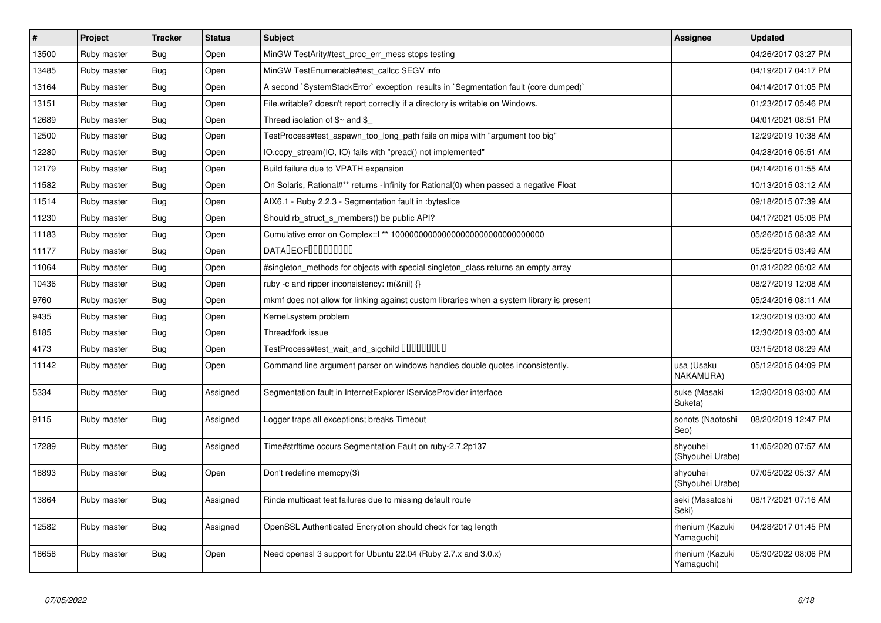| # | Project | Tracker | Status | Subject | Assignee | Updated |
|---|---|---|---|---|---|---|
| 13500 | Ruby master | Bug | Open | MinGW TestArity#test_proc_err_mess stops testing | | 04/26/2017 03:27 PM |
| 13485 | Ruby master | Bug | Open | MinGW TestEnumerable#test_callcc SEGV info | | 04/19/2017 04:17 PM |
| 13164 | Ruby master | Bug | Open | A second `SystemStackError` exception results in `Segmentation fault (core dumped)` | | 04/14/2017 01:05 PM |
| 13151 | Ruby master | Bug | Open | File.writable? doesn't report correctly if a directory is writable on Windows. | | 01/23/2017 05:46 PM |
| 12689 | Ruby master | Bug | Open | Thread isolation of $~ and $_ | | 04/01/2021 08:51 PM |
| 12500 | Ruby master | Bug | Open | TestProcess#test_aspawn_too_long_path fails on mips with "argument too big" | | 12/29/2019 10:38 AM |
| 12280 | Ruby master | Bug | Open | IO.copy_stream(IO, IO) fails with "pread() not implemented" | | 04/28/2016 05:51 AM |
| 12179 | Ruby master | Bug | Open | Build failure due to VPATH expansion | | 04/14/2016 01:55 AM |
| 11582 | Ruby master | Bug | Open | On Solaris, Rational#** returns -Infinity for Rational(0) when passed a negative Float | | 10/13/2015 03:12 AM |
| 11514 | Ruby master | Bug | Open | AIX6.1 - Ruby 2.2.3 - Segmentation fault in :byteslice | | 09/18/2015 07:39 AM |
| 11230 | Ruby master | Bug | Open | Should rb_struct_s_members() be public API? | | 04/17/2021 05:06 PM |
| 11183 | Ruby master | Bug | Open | Cumulative error on Complex::I ** 100000000000000000000000000000000 | | 05/26/2015 08:32 AM |
| 11177 | Ruby master | Bug | Open | DATA�EOF���������� | | 05/25/2015 03:49 AM |
| 11064 | Ruby master | Bug | Open | #singleton_methods for objects with special singleton_class returns an empty array | | 01/31/2022 05:02 AM |
| 10436 | Ruby master | Bug | Open | ruby -c and ripper inconsistency: m(&nil) {} | | 08/27/2019 12:08 AM |
| 9760 | Ruby master | Bug | Open | mkmf does not allow for linking against custom libraries when a system library is present | | 05/24/2016 08:11 AM |
| 9435 | Ruby master | Bug | Open | Kernel.system problem | | 12/30/2019 03:00 AM |
| 8185 | Ruby master | Bug | Open | Thread/fork issue | | 12/30/2019 03:00 AM |
| 4173 | Ruby master | Bug | Open | TestProcess#test_wait_and_sigchild ���������� | | 03/15/2018 08:29 AM |
| 11142 | Ruby master | Bug | Open | Command line argument parser on windows handles double quotes inconsistently. | usa (Usaku NAKAMURA) | 05/12/2015 04:09 PM |
| 5334 | Ruby master | Bug | Assigned | Segmentation fault in InternetExplorer IServiceProvider interface | suke (Masaki Suketa) | 12/30/2019 03:00 AM |
| 9115 | Ruby master | Bug | Assigned | Logger traps all exceptions; breaks Timeout | sonots (Naotoshi Seo) | 08/20/2019 12:47 PM |
| 17289 | Ruby master | Bug | Assigned | Time#strftime occurs Segmentation Fault on ruby-2.7.2p137 | shyouhei (Shyouhei Urabe) | 11/05/2020 07:57 AM |
| 18893 | Ruby master | Bug | Open | Don't redefine memcpy(3) | shyouhei (Shyouhei Urabe) | 07/05/2022 05:37 AM |
| 13864 | Ruby master | Bug | Assigned | Rinda multicast test failures due to missing default route | seki (Masatoshi Seki) | 08/17/2021 07:16 AM |
| 12582 | Ruby master | Bug | Assigned | OpenSSL Authenticated Encryption should check for tag length | rhenium (Kazuki Yamaguchi) | 04/28/2017 01:45 PM |
| 18658 | Ruby master | Bug | Open | Need openssl 3 support for Ubuntu 22.04 (Ruby 2.7.x and 3.0.x) | rhenium (Kazuki Yamaguchi) | 05/30/2022 08:06 PM |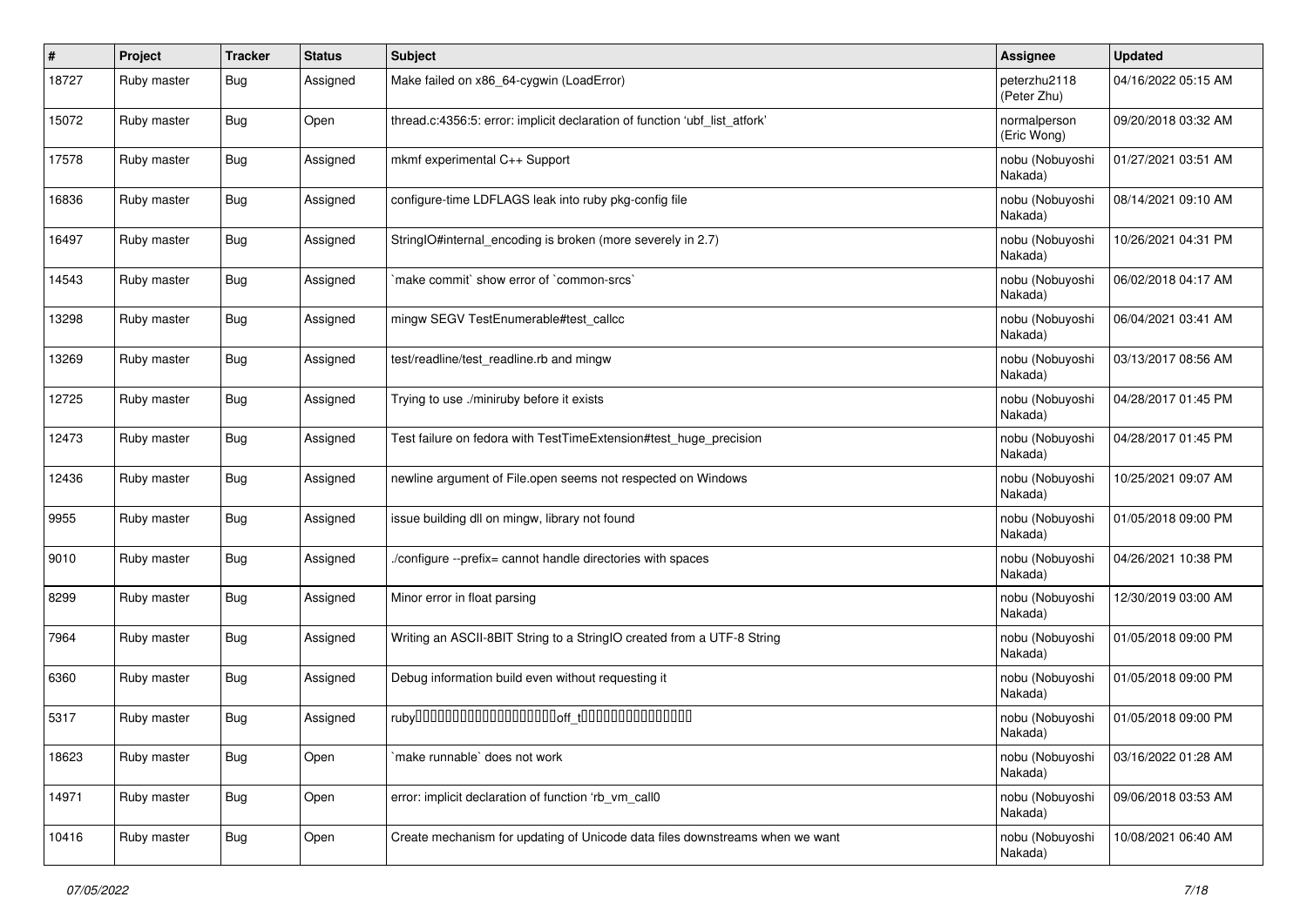| # | Project | Tracker | Status | Subject | Assignee | Updated |
|---|---|---|---|---|---|---|
| 18727 | Ruby master | Bug | Assigned | Make failed on x86_64-cygwin (LoadError) | peterzhu2118 (Peter Zhu) | 04/16/2022 05:15 AM |
| 15072 | Ruby master | Bug | Open | thread.c:4356:5: error: implicit declaration of function 'ubf_list_atfork' | normalperson (Eric Wong) | 09/20/2018 03:32 AM |
| 17578 | Ruby master | Bug | Assigned | mkmf experimental C++ Support | nobu (Nobuyoshi Nakada) | 01/27/2021 03:51 AM |
| 16836 | Ruby master | Bug | Assigned | configure-time LDFLAGS leak into ruby pkg-config file | nobu (Nobuyoshi Nakada) | 08/14/2021 09:10 AM |
| 16497 | Ruby master | Bug | Assigned | StringIO#internal_encoding is broken (more severely in 2.7) | nobu (Nobuyoshi Nakada) | 10/26/2021 04:31 PM |
| 14543 | Ruby master | Bug | Assigned | `make commit` show error of `common-srcs` | nobu (Nobuyoshi Nakada) | 06/02/2018 04:17 AM |
| 13298 | Ruby master | Bug | Assigned | mingw SEGV TestEnumerable#test_callcc | nobu (Nobuyoshi Nakada) | 06/04/2021 03:41 AM |
| 13269 | Ruby master | Bug | Assigned | test/readline/test_readline.rb and mingw | nobu (Nobuyoshi Nakada) | 03/13/2017 08:56 AM |
| 12725 | Ruby master | Bug | Assigned | Trying to use ./miniruby before it exists | nobu (Nobuyoshi Nakada) | 04/28/2017 01:45 PM |
| 12473 | Ruby master | Bug | Assigned | Test failure on fedora with TestTimeExtension#test_huge_precision | nobu (Nobuyoshi Nakada) | 04/28/2017 01:45 PM |
| 12436 | Ruby master | Bug | Assigned | newline argument of File.open seems not respected on Windows | nobu (Nobuyoshi Nakada) | 10/25/2021 09:07 AM |
| 9955 | Ruby master | Bug | Assigned | issue building dll on mingw, library not found | nobu (Nobuyoshi Nakada) | 01/05/2018 09:00 PM |
| 9010 | Ruby master | Bug | Assigned | ./configure --prefix= cannot handle directories with spaces | nobu (Nobuyoshi Nakada) | 04/26/2021 10:38 PM |
| 8299 | Ruby master | Bug | Assigned | Minor error in float parsing | nobu (Nobuyoshi Nakada) | 12/30/2019 03:00 AM |
| 7964 | Ruby master | Bug | Assigned | Writing an ASCII-8BIT String to a StringIO created from a UTF-8 String | nobu (Nobuyoshi Nakada) | 01/05/2018 09:00 PM |
| 6360 | Ruby master | Bug | Assigned | Debug information build even without requesting it | nobu (Nobuyoshi Nakada) | 01/05/2018 09:00 PM |
| 5317 | Ruby master | Bug | Assigned | ruby□□□□□□□□□□□□□□□□□□□off_t□□□□□□□□□□□□□□□ | nobu (Nobuyoshi Nakada) | 01/05/2018 09:00 PM |
| 18623 | Ruby master | Bug | Open | `make runnable` does not work | nobu (Nobuyoshi Nakada) | 03/16/2022 01:28 AM |
| 14971 | Ruby master | Bug | Open | error: implicit declaration of function 'rb_vm_call0 | nobu (Nobuyoshi Nakada) | 09/06/2018 03:53 AM |
| 10416 | Ruby master | Bug | Open | Create mechanism for updating of Unicode data files downstreams when we want | nobu (Nobuyoshi Nakada) | 10/08/2021 06:40 AM |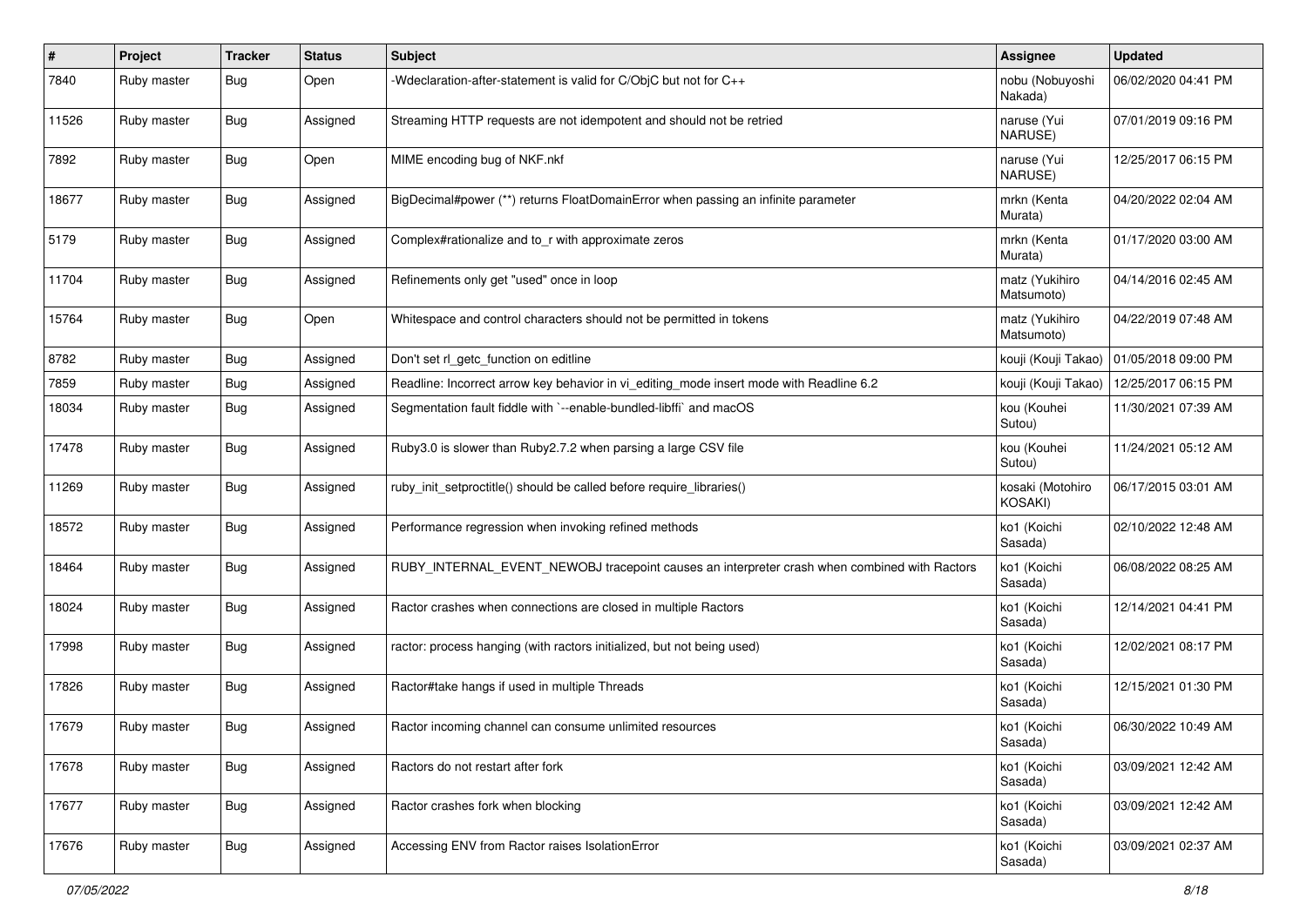| # | Project | Tracker | Status | Subject | Assignee | Updated |
|---|---|---|---|---|---|---|
| 7840 | Ruby master | Bug | Open | -Wdeclaration-after-statement is valid for C/ObjC but not for C++ | nobu (Nobuyoshi Nakada) | 06/02/2020 04:41 PM |
| 11526 | Ruby master | Bug | Assigned | Streaming HTTP requests are not idempotent and should not be retried | naruse (Yui NARUSE) | 07/01/2019 09:16 PM |
| 7892 | Ruby master | Bug | Open | MIME encoding bug of NKF.nkf | naruse (Yui NARUSE) | 12/25/2017 06:15 PM |
| 18677 | Ruby master | Bug | Assigned | BigDecimal#power (**) returns FloatDomainError when passing an infinite parameter | mrkn (Kenta Murata) | 04/20/2022 02:04 AM |
| 5179 | Ruby master | Bug | Assigned | Complex#rationalize and to_r with approximate zeros | mrkn (Kenta Murata) | 01/17/2020 03:00 AM |
| 11704 | Ruby master | Bug | Assigned | Refinements only get "used" once in loop | matz (Yukihiro Matsumoto) | 04/14/2016 02:45 AM |
| 15764 | Ruby master | Bug | Open | Whitespace and control characters should not be permitted in tokens | matz (Yukihiro Matsumoto) | 04/22/2019 07:48 AM |
| 8782 | Ruby master | Bug | Assigned | Don't set rl_getc_function on editline | kouji (Kouji Takao) | 01/05/2018 09:00 PM |
| 7859 | Ruby master | Bug | Assigned | Readline: Incorrect arrow key behavior in vi_editing_mode insert mode with Readline 6.2 | kouji (Kouji Takao) | 12/25/2017 06:15 PM |
| 18034 | Ruby master | Bug | Assigned | Segmentation fault fiddle with `--enable-bundled-libffi` and macOS | kou (Kouhei Sutou) | 11/30/2021 07:39 AM |
| 17478 | Ruby master | Bug | Assigned | Ruby3.0 is slower than Ruby2.7.2 when parsing a large CSV file | kou (Kouhei Sutou) | 11/24/2021 05:12 AM |
| 11269 | Ruby master | Bug | Assigned | ruby_init_setproctitle() should be called before require_libraries() | kosaki (Motohiro KOSAKI) | 06/17/2015 03:01 AM |
| 18572 | Ruby master | Bug | Assigned | Performance regression when invoking refined methods | ko1 (Koichi Sasada) | 02/10/2022 12:48 AM |
| 18464 | Ruby master | Bug | Assigned | RUBY_INTERNAL_EVENT_NEWOBJ tracepoint causes an interpreter crash when combined with Ractors | ko1 (Koichi Sasada) | 06/08/2022 08:25 AM |
| 18024 | Ruby master | Bug | Assigned | Ractor crashes when connections are closed in multiple Ractors | ko1 (Koichi Sasada) | 12/14/2021 04:41 PM |
| 17998 | Ruby master | Bug | Assigned | ractor: process hanging (with ractors initialized, but not being used) | ko1 (Koichi Sasada) | 12/02/2021 08:17 PM |
| 17826 | Ruby master | Bug | Assigned | Ractor#take hangs if used in multiple Threads | ko1 (Koichi Sasada) | 12/15/2021 01:30 PM |
| 17679 | Ruby master | Bug | Assigned | Ractor incoming channel can consume unlimited resources | ko1 (Koichi Sasada) | 06/30/2022 10:49 AM |
| 17678 | Ruby master | Bug | Assigned | Ractors do not restart after fork | ko1 (Koichi Sasada) | 03/09/2021 12:42 AM |
| 17677 | Ruby master | Bug | Assigned | Ractor crashes fork when blocking | ko1 (Koichi Sasada) | 03/09/2021 12:42 AM |
| 17676 | Ruby master | Bug | Assigned | Accessing ENV from Ractor raises IsolationError | ko1 (Koichi Sasada) | 03/09/2021 02:37 AM |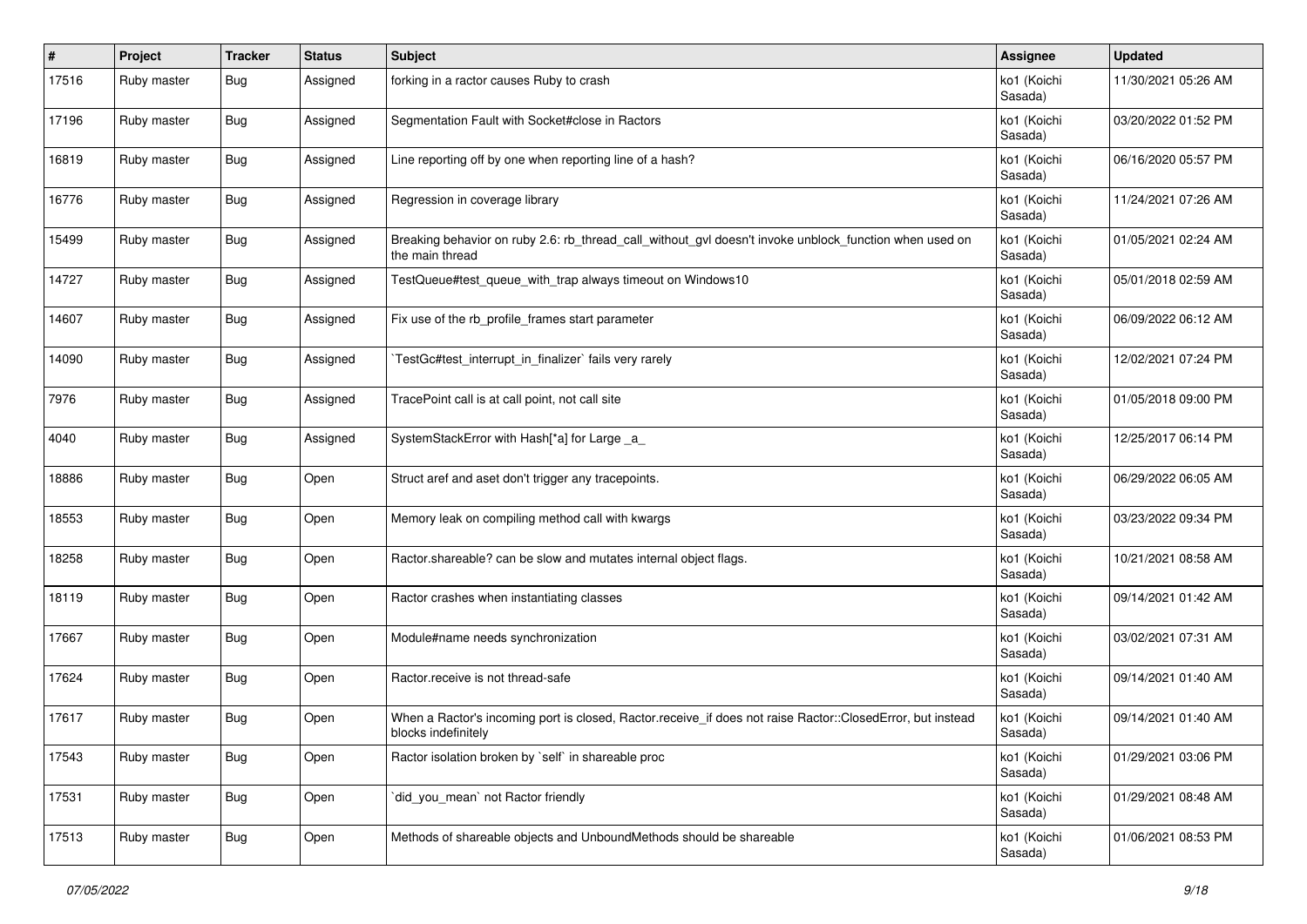| # | Project | Tracker | Status | Subject | Assignee | Updated |
|---|---|---|---|---|---|---|
| 17516 | Ruby master | Bug | Assigned | forking in a ractor causes Ruby to crash | ko1 (Koichi Sasada) | 11/30/2021 05:26 AM |
| 17196 | Ruby master | Bug | Assigned | Segmentation Fault with Socket#close in Ractors | ko1 (Koichi Sasada) | 03/20/2022 01:52 PM |
| 16819 | Ruby master | Bug | Assigned | Line reporting off by one when reporting line of a hash? | ko1 (Koichi Sasada) | 06/16/2020 05:57 PM |
| 16776 | Ruby master | Bug | Assigned | Regression in coverage library | ko1 (Koichi Sasada) | 11/24/2021 07:26 AM |
| 15499 | Ruby master | Bug | Assigned | Breaking behavior on ruby 2.6: rb_thread_call_without_gvl doesn't invoke unblock_function when used on the main thread | ko1 (Koichi Sasada) | 01/05/2021 02:24 AM |
| 14727 | Ruby master | Bug | Assigned | TestQueue#test_queue_with_trap always timeout on Windows10 | ko1 (Koichi Sasada) | 05/01/2018 02:59 AM |
| 14607 | Ruby master | Bug | Assigned | Fix use of the rb_profile_frames start parameter | ko1 (Koichi Sasada) | 06/09/2022 06:12 AM |
| 14090 | Ruby master | Bug | Assigned | `TestGc#test_interrupt_in_finalizer` fails very rarely | ko1 (Koichi Sasada) | 12/02/2021 07:24 PM |
| 7976 | Ruby master | Bug | Assigned | TracePoint call is at call point, not call site | ko1 (Koichi Sasada) | 01/05/2018 09:00 PM |
| 4040 | Ruby master | Bug | Assigned | SystemStackError with Hash[*a] for Large _a_ | ko1 (Koichi Sasada) | 12/25/2017 06:14 PM |
| 18886 | Ruby master | Bug | Open | Struct aref and aset don't trigger any tracepoints. | ko1 (Koichi Sasada) | 06/29/2022 06:05 AM |
| 18553 | Ruby master | Bug | Open | Memory leak on compiling method call with kwargs | ko1 (Koichi Sasada) | 03/23/2022 09:34 PM |
| 18258 | Ruby master | Bug | Open | Ractor.shareable? can be slow and mutates internal object flags. | ko1 (Koichi Sasada) | 10/21/2021 08:58 AM |
| 18119 | Ruby master | Bug | Open | Ractor crashes when instantiating classes | ko1 (Koichi Sasada) | 09/14/2021 01:42 AM |
| 17667 | Ruby master | Bug | Open | Module#name needs synchronization | ko1 (Koichi Sasada) | 03/02/2021 07:31 AM |
| 17624 | Ruby master | Bug | Open | Ractor.receive is not thread-safe | ko1 (Koichi Sasada) | 09/14/2021 01:40 AM |
| 17617 | Ruby master | Bug | Open | When a Ractor's incoming port is closed, Ractor.receive_if does not raise Ractor::ClosedError, but instead blocks indefinitely | ko1 (Koichi Sasada) | 09/14/2021 01:40 AM |
| 17543 | Ruby master | Bug | Open | Ractor isolation broken by `self` in shareable proc | ko1 (Koichi Sasada) | 01/29/2021 03:06 PM |
| 17531 | Ruby master | Bug | Open | `did_you_mean` not Ractor friendly | ko1 (Koichi Sasada) | 01/29/2021 08:48 AM |
| 17513 | Ruby master | Bug | Open | Methods of shareable objects and UnboundMethods should be shareable | ko1 (Koichi Sasada) | 01/06/2021 08:53 PM |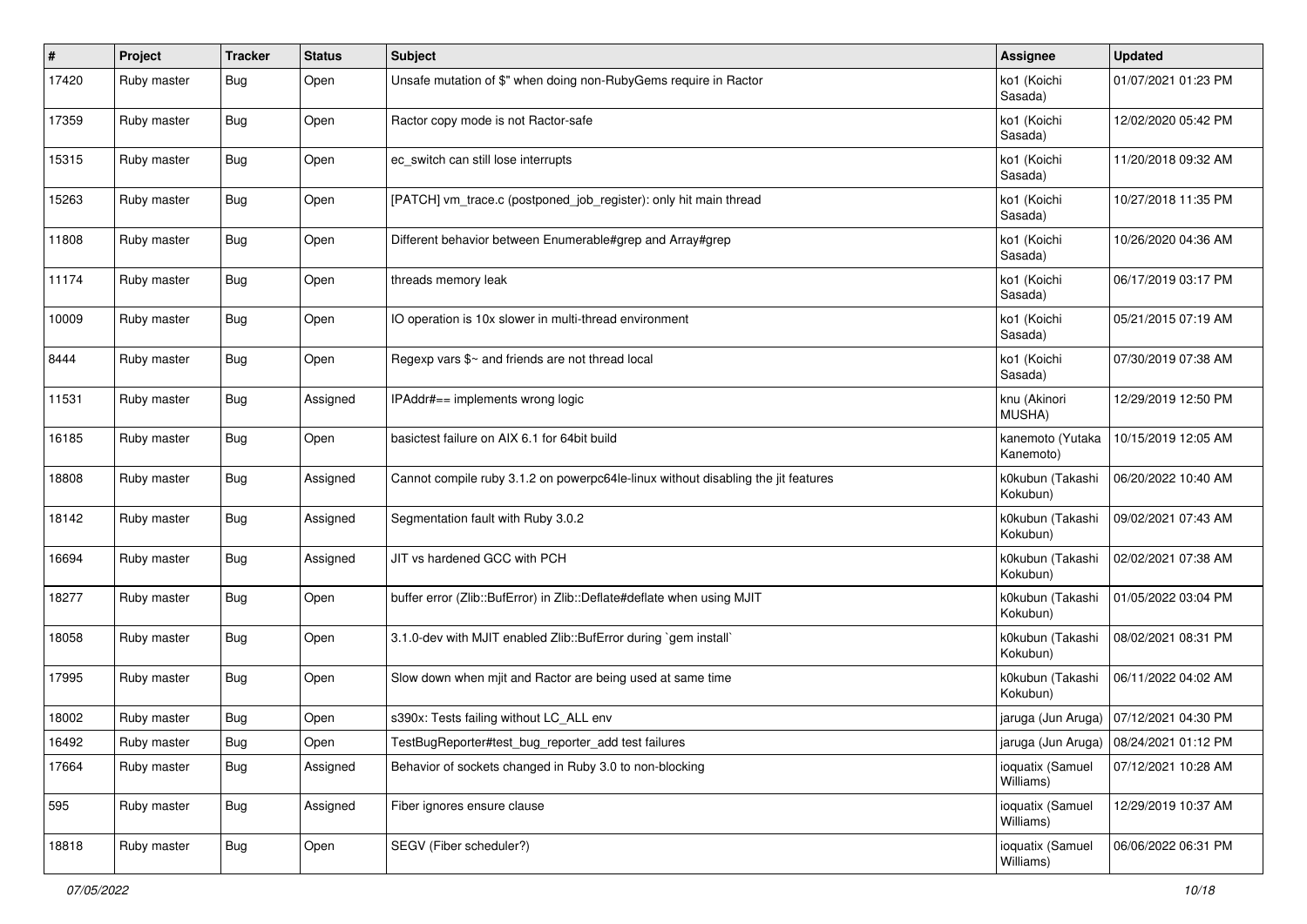| # | Project | Tracker | Status | Subject | Assignee | Updated |
|---|---|---|---|---|---|---|
| 17420 | Ruby master | Bug | Open | Unsafe mutation of $" when doing non-RubyGems require in Ractor | ko1 (Koichi Sasada) | 01/07/2021 01:23 PM |
| 17359 | Ruby master | Bug | Open | Ractor copy mode is not Ractor-safe | ko1 (Koichi Sasada) | 12/02/2020 05:42 PM |
| 15315 | Ruby master | Bug | Open | ec_switch can still lose interrupts | ko1 (Koichi Sasada) | 11/20/2018 09:32 AM |
| 15263 | Ruby master | Bug | Open | [PATCH] vm_trace.c (postponed_job_register): only hit main thread | ko1 (Koichi Sasada) | 10/27/2018 11:35 PM |
| 11808 | Ruby master | Bug | Open | Different behavior between Enumerable#grep and Array#grep | ko1 (Koichi Sasada) | 10/26/2020 04:36 AM |
| 11174 | Ruby master | Bug | Open | threads memory leak | ko1 (Koichi Sasada) | 06/17/2019 03:17 PM |
| 10009 | Ruby master | Bug | Open | IO operation is 10x slower in multi-thread environment | ko1 (Koichi Sasada) | 05/21/2015 07:19 AM |
| 8444 | Ruby master | Bug | Open | Regexp vars $~ and friends are not thread local | ko1 (Koichi Sasada) | 07/30/2019 07:38 AM |
| 11531 | Ruby master | Bug | Assigned | IPAddr#== implements wrong logic | knu (Akinori MUSHA) | 12/29/2019 12:50 PM |
| 16185 | Ruby master | Bug | Open | basictest failure on AIX 6.1 for 64bit build | kanemoto (Yutaka Kanemoto) | 10/15/2019 12:05 AM |
| 18808 | Ruby master | Bug | Assigned | Cannot compile ruby 3.1.2 on powerpc64le-linux without disabling the jit features | k0kubun (Takashi Kokubun) | 06/20/2022 10:40 AM |
| 18142 | Ruby master | Bug | Assigned | Segmentation fault with Ruby 3.0.2 | k0kubun (Takashi Kokubun) | 09/02/2021 07:43 AM |
| 16694 | Ruby master | Bug | Assigned | JIT vs hardened GCC with PCH | k0kubun (Takashi Kokubun) | 02/02/2021 07:38 AM |
| 18277 | Ruby master | Bug | Open | buffer error (Zlib::BufError) in Zlib::Deflate#deflate when using MJIT | k0kubun (Takashi Kokubun) | 01/05/2022 03:04 PM |
| 18058 | Ruby master | Bug | Open | 3.1.0-dev with MJIT enabled Zlib::BufError during `gem install` | k0kubun (Takashi Kokubun) | 08/02/2021 08:31 PM |
| 17995 | Ruby master | Bug | Open | Slow down when mjit and Ractor are being used at same time | k0kubun (Takashi Kokubun) | 06/11/2022 04:02 AM |
| 18002 | Ruby master | Bug | Open | s390x: Tests failing without LC_ALL env | jaruga (Jun Aruga) | 07/12/2021 04:30 PM |
| 16492 | Ruby master | Bug | Open | TestBugReporter#test_bug_reporter_add test failures | jaruga (Jun Aruga) | 08/24/2021 01:12 PM |
| 17664 | Ruby master | Bug | Assigned | Behavior of sockets changed in Ruby 3.0 to non-blocking | ioquatix (Samuel Williams) | 07/12/2021 10:28 AM |
| 595 | Ruby master | Bug | Assigned | Fiber ignores ensure clause | ioquatix (Samuel Williams) | 12/29/2019 10:37 AM |
| 18818 | Ruby master | Bug | Open | SEGV (Fiber scheduler?) | ioquatix (Samuel Williams) | 06/06/2022 06:31 PM |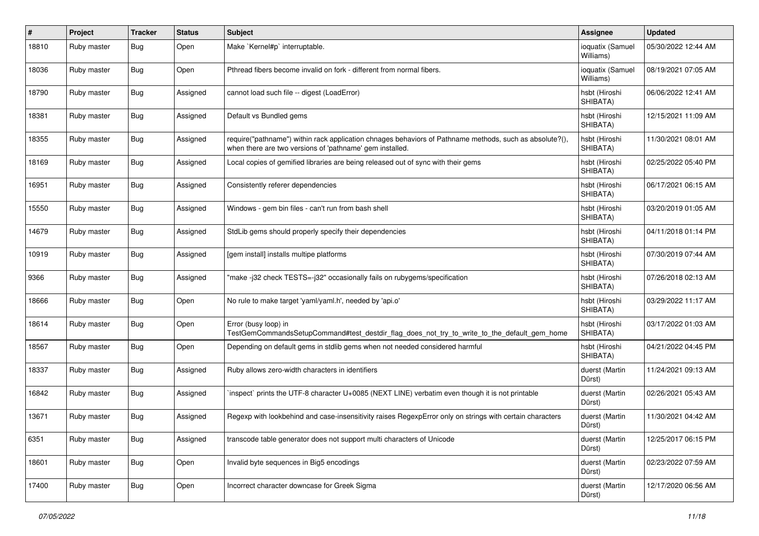| # | Project | Tracker | Status | Subject | Assignee | Updated |
|---|---|---|---|---|---|---|
| 18810 | Ruby master | Bug | Open | Make `Kernel#p` interruptable. | ioquatix (Samuel Williams) | 05/30/2022 12:44 AM |
| 18036 | Ruby master | Bug | Open | Pthread fibers become invalid on fork - different from normal fibers. | ioquatix (Samuel Williams) | 08/19/2021 07:05 AM |
| 18790 | Ruby master | Bug | Assigned | cannot load such file -- digest (LoadError) | hsbt (Hiroshi SHIBATA) | 06/06/2022 12:41 AM |
| 18381 | Ruby master | Bug | Assigned | Default vs Bundled gems | hsbt (Hiroshi SHIBATA) | 12/15/2021 11:09 AM |
| 18355 | Ruby master | Bug | Assigned | require("pathname") within rack application chnages behaviors of Pathname methods, such as absolute?(), when there are two versions of 'pathname' gem installed. | hsbt (Hiroshi SHIBATA) | 11/30/2021 08:01 AM |
| 18169 | Ruby master | Bug | Assigned | Local copies of gemified libraries are being released out of sync with their gems | hsbt (Hiroshi SHIBATA) | 02/25/2022 05:40 PM |
| 16951 | Ruby master | Bug | Assigned | Consistently referer dependencies | hsbt (Hiroshi SHIBATA) | 06/17/2021 06:15 AM |
| 15550 | Ruby master | Bug | Assigned | Windows - gem bin files - can't run from bash shell | hsbt (Hiroshi SHIBATA) | 03/20/2019 01:05 AM |
| 14679 | Ruby master | Bug | Assigned | StdLib gems should properly specify their dependencies | hsbt (Hiroshi SHIBATA) | 04/11/2018 01:14 PM |
| 10919 | Ruby master | Bug | Assigned | [gem install] installs multipe platforms | hsbt (Hiroshi SHIBATA) | 07/30/2019 07:44 AM |
| 9366 | Ruby master | Bug | Assigned | "make -j32 check TESTS=-j32" occasionally fails on rubygems/specification | hsbt (Hiroshi SHIBATA) | 07/26/2018 02:13 AM |
| 18666 | Ruby master | Bug | Open | No rule to make target 'yaml/yaml.h', needed by 'api.o' | hsbt (Hiroshi SHIBATA) | 03/29/2022 11:17 AM |
| 18614 | Ruby master | Bug | Open | Error (busy loop) in TestGemCommandsSetupCommand#test_destdir_flag_does_not_try_to_write_to_the_default_gem_home | hsbt (Hiroshi SHIBATA) | 03/17/2022 01:03 AM |
| 18567 | Ruby master | Bug | Open | Depending on default gems in stdlib gems when not needed considered harmful | hsbt (Hiroshi SHIBATA) | 04/21/2022 04:45 PM |
| 18337 | Ruby master | Bug | Assigned | Ruby allows zero-width characters in identifiers | duerst (Martin Dürst) | 11/24/2021 09:13 AM |
| 16842 | Ruby master | Bug | Assigned | `inspect` prints the UTF-8 character U+0085 (NEXT LINE) verbatim even though it is not printable | duerst (Martin Dürst) | 02/26/2021 05:43 AM |
| 13671 | Ruby master | Bug | Assigned | Regexp with lookbehind and case-insensitivity raises RegexpError only on strings with certain characters | duerst (Martin Dürst) | 11/30/2021 04:42 AM |
| 6351 | Ruby master | Bug | Assigned | transcode table generator does not support multi characters of Unicode | duerst (Martin Dürst) | 12/25/2017 06:15 PM |
| 18601 | Ruby master | Bug | Open | Invalid byte sequences in Big5 encodings | duerst (Martin Dürst) | 02/23/2022 07:59 AM |
| 17400 | Ruby master | Bug | Open | Incorrect character downcase for Greek Sigma | duerst (Martin Dürst) | 12/17/2020 06:56 AM |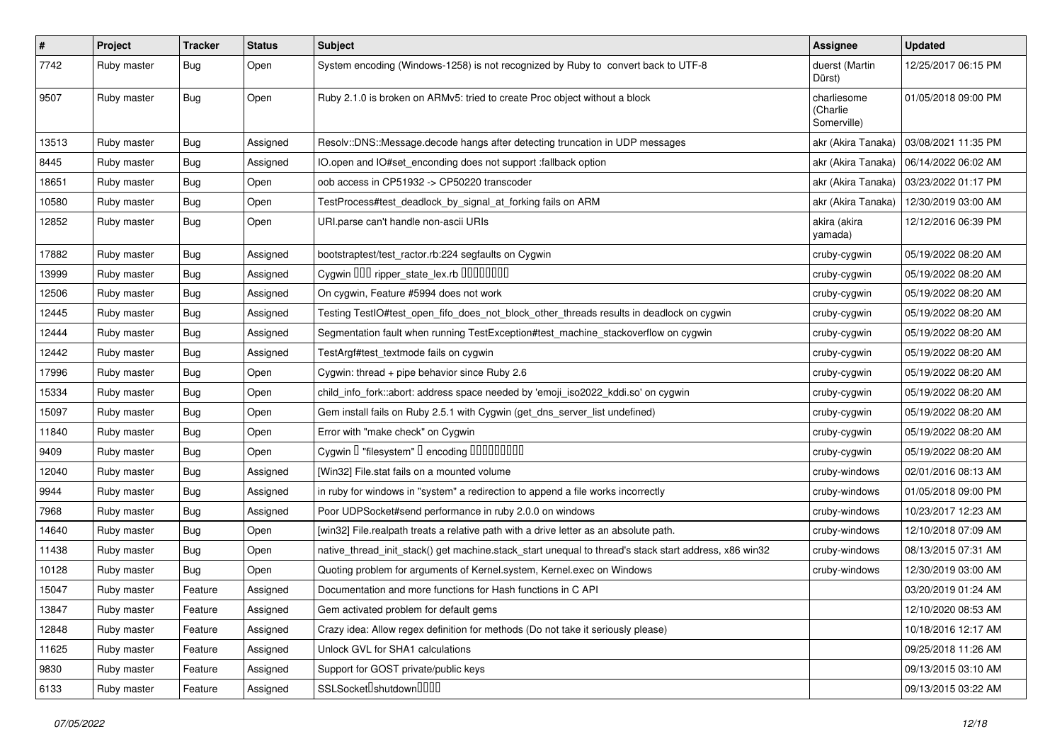| # | Project | Tracker | Status | Subject | Assignee | Updated |
|---|---|---|---|---|---|---|
| 7742 | Ruby master | Bug | Open | System encoding (Windows-1258) is not recognized by Ruby to convert back to UTF-8 | duerst (Martin Dürst) | 12/25/2017 06:15 PM |
| 9507 | Ruby master | Bug | Open | Ruby 2.1.0 is broken on ARMv5: tried to create Proc object without a block | charliesome (Charlie Somerville) | 01/05/2018 09:00 PM |
| 13513 | Ruby master | Bug | Assigned | Resolv::DNS::Message.decode hangs after detecting truncation in UDP messages | akr (Akira Tanaka) | 03/08/2021 11:35 PM |
| 8445 | Ruby master | Bug | Assigned | IO.open and IO#set_enconding does not support :fallback option | akr (Akira Tanaka) | 06/14/2022 06:02 AM |
| 18651 | Ruby master | Bug | Open | oob access in CP51932 -> CP50220 transcoder | akr (Akira Tanaka) | 03/23/2022 01:17 PM |
| 10580 | Ruby master | Bug | Open | TestProcess#test_deadlock_by_signal_at_forking fails on ARM | akr (Akira Tanaka) | 12/30/2019 03:00 AM |
| 12852 | Ruby master | Bug | Open | URI.parse can't handle non-ascii URIs | akira (akira yamada) | 12/12/2016 06:39 PM |
| 17882 | Ruby master | Bug | Assigned | bootstraptest/test_ractor.rb:224 segfaults on Cygwin | cruby-cygwin | 05/19/2022 08:20 AM |
| 13999 | Ruby master | Bug | Assigned | Cygwin ��� ripper_state_lex.rb ��������� | cruby-cygwin | 05/19/2022 08:20 AM |
| 12506 | Ruby master | Bug | Assigned | On cygwin, Feature #5994 does not work | cruby-cygwin | 05/19/2022 08:20 AM |
| 12445 | Ruby master | Bug | Assigned | Testing TestIO#test_open_fifo_does_not_block_other_threads results in deadlock on cygwin | cruby-cygwin | 05/19/2022 08:20 AM |
| 12444 | Ruby master | Bug | Assigned | Segmentation fault when running TestException#test_machine_stackoverflow on cygwin | cruby-cygwin | 05/19/2022 08:20 AM |
| 12442 | Ruby master | Bug | Assigned | TestArgf#test_textmode fails on cygwin | cruby-cygwin | 05/19/2022 08:20 AM |
| 17996 | Ruby master | Bug | Open | Cygwin: thread + pipe behavior since Ruby 2.6 | cruby-cygwin | 05/19/2022 08:20 AM |
| 15334 | Ruby master | Bug | Open | child_info_fork::abort: address space needed by 'emoji_iso2022_kddi.so' on cygwin | cruby-cygwin | 05/19/2022 08:20 AM |
| 15097 | Ruby master | Bug | Open | Gem install fails on Ruby 2.5.1 with Cygwin (get_dns_server_list undefined) | cruby-cygwin | 05/19/2022 08:20 AM |
| 11840 | Ruby master | Bug | Open | Error with "make check" on Cygwin | cruby-cygwin | 05/19/2022 08:20 AM |
| 9409 | Ruby master | Bug | Open | Cygwin � "filesystem" � encoding ���������� | cruby-cygwin | 05/19/2022 08:20 AM |
| 12040 | Ruby master | Bug | Assigned | [Win32] File.stat fails on a mounted volume | cruby-windows | 02/01/2016 08:13 AM |
| 9944 | Ruby master | Bug | Assigned | in ruby for windows in "system" a redirection to append a file works incorrectly | cruby-windows | 01/05/2018 09:00 PM |
| 7968 | Ruby master | Bug | Assigned | Poor UDPSocket#send performance in ruby 2.0.0 on windows | cruby-windows | 10/23/2017 12:23 AM |
| 14640 | Ruby master | Bug | Open | [win32] File.realpath treats a relative path with a drive letter as an absolute path. | cruby-windows | 12/10/2018 07:09 AM |
| 11438 | Ruby master | Bug | Open | native_thread_init_stack() get machine.stack_start unequal to thread's stack start address, x86 win32 | cruby-windows | 08/13/2015 07:31 AM |
| 10128 | Ruby master | Bug | Open | Quoting problem for arguments of Kernel.system, Kernel.exec on Windows | cruby-windows | 12/30/2019 03:00 AM |
| 15047 | Ruby master | Feature | Assigned | Documentation and more functions for Hash functions in C API | | 03/20/2019 01:24 AM |
| 13847 | Ruby master | Feature | Assigned | Gem activated problem for default gems | | 12/10/2020 08:53 AM |
| 12848 | Ruby master | Feature | Assigned | Crazy idea: Allow regex definition for methods (Do not take it seriously please) | | 10/18/2016 12:17 AM |
| 11625 | Ruby master | Feature | Assigned | Unlock GVL for SHA1 calculations | | 09/25/2018 11:26 AM |
| 9830 | Ruby master | Feature | Assigned | Support for GOST private/public keys | | 09/13/2015 03:10 AM |
| 6133 | Ruby master | Feature | Assigned | SSLSocket�shutdown���� | | 09/13/2015 03:22 AM |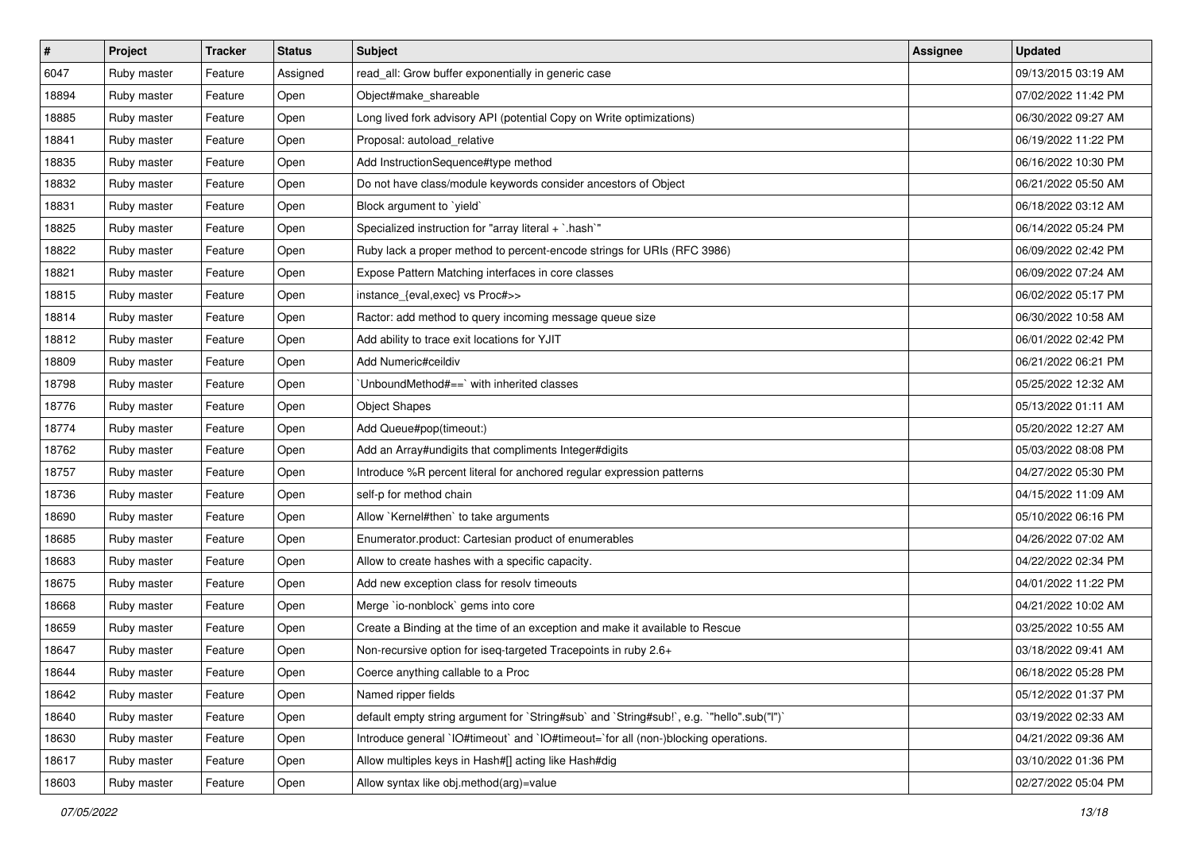| # | Project | Tracker | Status | Subject | Assignee | Updated |
|---|---|---|---|---|---|---|
| 6047 | Ruby master | Feature | Assigned | read_all: Grow buffer exponentially in generic case | | 09/13/2015 03:19 AM |
| 18894 | Ruby master | Feature | Open | Object#make_shareable | | 07/02/2022 11:42 PM |
| 18885 | Ruby master | Feature | Open | Long lived fork advisory API (potential Copy on Write optimizations) | | 06/30/2022 09:27 AM |
| 18841 | Ruby master | Feature | Open | Proposal: autoload_relative | | 06/19/2022 11:22 PM |
| 18835 | Ruby master | Feature | Open | Add InstructionSequence#type method | | 06/16/2022 10:30 PM |
| 18832 | Ruby master | Feature | Open | Do not have class/module keywords consider ancestors of Object | | 06/21/2022 05:50 AM |
| 18831 | Ruby master | Feature | Open | Block argument to `yield` | | 06/18/2022 03:12 AM |
| 18825 | Ruby master | Feature | Open | Specialized instruction for "array literal + `.hash`" | | 06/14/2022 05:24 PM |
| 18822 | Ruby master | Feature | Open | Ruby lack a proper method to percent-encode strings for URIs (RFC 3986) | | 06/09/2022 02:42 PM |
| 18821 | Ruby master | Feature | Open | Expose Pattern Matching interfaces in core classes | | 06/09/2022 07:24 AM |
| 18815 | Ruby master | Feature | Open | instance_{eval,exec} vs Proc#>> | | 06/02/2022 05:17 PM |
| 18814 | Ruby master | Feature | Open | Ractor: add method to query incoming message queue size | | 06/30/2022 10:58 AM |
| 18812 | Ruby master | Feature | Open | Add ability to trace exit locations for YJIT | | 06/01/2022 02:42 PM |
| 18809 | Ruby master | Feature | Open | Add Numeric#ceildiv | | 06/21/2022 06:21 PM |
| 18798 | Ruby master | Feature | Open | `UnboundMethod#==` with inherited classes | | 05/25/2022 12:32 AM |
| 18776 | Ruby master | Feature | Open | Object Shapes | | 05/13/2022 01:11 AM |
| 18774 | Ruby master | Feature | Open | Add Queue#pop(timeout:) | | 05/20/2022 12:27 AM |
| 18762 | Ruby master | Feature | Open | Add an Array#undigits that compliments Integer#digits | | 05/03/2022 08:08 PM |
| 18757 | Ruby master | Feature | Open | Introduce %R percent literal for anchored regular expression patterns | | 04/27/2022 05:30 PM |
| 18736 | Ruby master | Feature | Open | self-p for method chain | | 04/15/2022 11:09 AM |
| 18690 | Ruby master | Feature | Open | Allow `Kernel#then` to take arguments | | 05/10/2022 06:16 PM |
| 18685 | Ruby master | Feature | Open | Enumerator.product: Cartesian product of enumerables | | 04/26/2022 07:02 AM |
| 18683 | Ruby master | Feature | Open | Allow to create hashes with a specific capacity. | | 04/22/2022 02:34 PM |
| 18675 | Ruby master | Feature | Open | Add new exception class for resolv timeouts | | 04/01/2022 11:22 PM |
| 18668 | Ruby master | Feature | Open | Merge `io-nonblock` gems into core | | 04/21/2022 10:02 AM |
| 18659 | Ruby master | Feature | Open | Create a Binding at the time of an exception and make it available to Rescue | | 03/25/2022 10:55 AM |
| 18647 | Ruby master | Feature | Open | Non-recursive option for iseq-targeted Tracepoints in ruby 2.6+ | | 03/18/2022 09:41 AM |
| 18644 | Ruby master | Feature | Open | Coerce anything callable to a Proc | | 06/18/2022 05:28 PM |
| 18642 | Ruby master | Feature | Open | Named ripper fields | | 05/12/2022 01:37 PM |
| 18640 | Ruby master | Feature | Open | default empty string argument for `String#sub` and `String#sub!`, e.g. `"hello".sub("l")` | | 03/19/2022 02:33 AM |
| 18630 | Ruby master | Feature | Open | Introduce general `IO#timeout` and `IO#timeout=`for all (non-)blocking operations. | | 04/21/2022 09:36 AM |
| 18617 | Ruby master | Feature | Open | Allow multiples keys in Hash#[] acting like Hash#dig | | 03/10/2022 01:36 PM |
| 18603 | Ruby master | Feature | Open | Allow syntax like obj.method(arg)=value | | 02/27/2022 05:04 PM |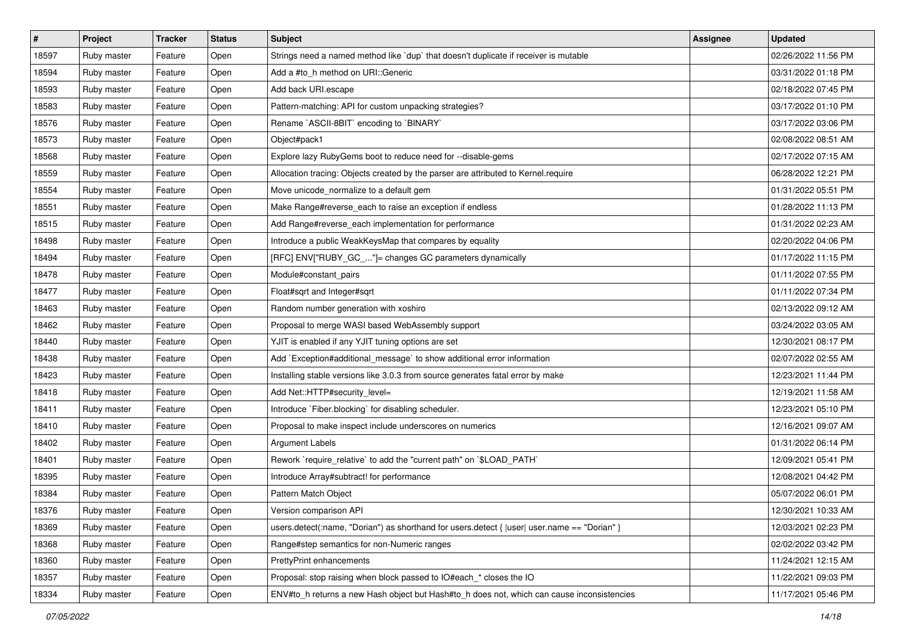| # | Project | Tracker | Status | Subject | Assignee | Updated |
|---|---|---|---|---|---|---|
| 18597 | Ruby master | Feature | Open | Strings need a named method like `dup` that doesn't duplicate if receiver is mutable | | 02/26/2022 11:56 PM |
| 18594 | Ruby master | Feature | Open | Add a #to_h method on URI::Generic | | 03/31/2022 01:18 PM |
| 18593 | Ruby master | Feature | Open | Add back URI.escape | | 02/18/2022 07:45 PM |
| 18583 | Ruby master | Feature | Open | Pattern-matching: API for custom unpacking strategies? | | 03/17/2022 01:10 PM |
| 18576 | Ruby master | Feature | Open | Rename `ASCII-8BIT` encoding to `BINARY` | | 03/17/2022 03:06 PM |
| 18573 | Ruby master | Feature | Open | Object#pack1 | | 02/08/2022 08:51 AM |
| 18568 | Ruby master | Feature | Open | Explore lazy RubyGems boot to reduce need for --disable-gems | | 02/17/2022 07:15 AM |
| 18559 | Ruby master | Feature | Open | Allocation tracing: Objects created by the parser are attributed to Kernel.require | | 06/28/2022 12:21 PM |
| 18554 | Ruby master | Feature | Open | Move unicode_normalize to a default gem | | 01/31/2022 05:51 PM |
| 18551 | Ruby master | Feature | Open | Make Range#reverse_each to raise an exception if endless | | 01/28/2022 11:13 PM |
| 18515 | Ruby master | Feature | Open | Add Range#reverse_each implementation for performance | | 01/31/2022 02:23 AM |
| 18498 | Ruby master | Feature | Open | Introduce a public WeakKeysMap that compares by equality | | 02/20/2022 04:06 PM |
| 18494 | Ruby master | Feature | Open | [RFC] ENV["RUBY_GC_..."]= changes GC parameters dynamically | | 01/17/2022 11:15 PM |
| 18478 | Ruby master | Feature | Open | Module#constant_pairs | | 01/11/2022 07:55 PM |
| 18477 | Ruby master | Feature | Open | Float#sqrt and Integer#sqrt | | 01/11/2022 07:34 PM |
| 18463 | Ruby master | Feature | Open | Random number generation with xoshiro | | 02/13/2022 09:12 AM |
| 18462 | Ruby master | Feature | Open | Proposal to merge WASI based WebAssembly support | | 03/24/2022 03:05 AM |
| 18440 | Ruby master | Feature | Open | YJIT is enabled if any YJIT tuning options are set | | 12/30/2021 08:17 PM |
| 18438 | Ruby master | Feature | Open | Add `Exception#additional_message` to show additional error information | | 02/07/2022 02:55 AM |
| 18423 | Ruby master | Feature | Open | Installing stable versions like 3.0.3 from source generates fatal error by make | | 12/23/2021 11:44 PM |
| 18418 | Ruby master | Feature | Open | Add Net::HTTP#security_level= | | 12/19/2021 11:58 AM |
| 18411 | Ruby master | Feature | Open | Introduce `Fiber.blocking` for disabling scheduler. | | 12/23/2021 05:10 PM |
| 18410 | Ruby master | Feature | Open | Proposal to make inspect include underscores on numerics | | 12/16/2021 09:07 AM |
| 18402 | Ruby master | Feature | Open | Argument Labels | | 01/31/2022 06:14 PM |
| 18401 | Ruby master | Feature | Open | Rework `require_relative` to add the "current path" on `$LOAD_PATH` | | 12/09/2021 05:41 PM |
| 18395 | Ruby master | Feature | Open | Introduce Array#subtract! for performance | | 12/08/2021 04:42 PM |
| 18384 | Ruby master | Feature | Open | Pattern Match Object | | 05/07/2022 06:01 PM |
| 18376 | Ruby master | Feature | Open | Version comparison API | | 12/30/2021 10:33 AM |
| 18369 | Ruby master | Feature | Open | users.detect(:name, "Dorian") as shorthand for users.detect { \|user\| user.name == "Dorian" } | | 12/03/2021 02:23 PM |
| 18368 | Ruby master | Feature | Open | Range#step semantics for non-Numeric ranges | | 02/02/2022 03:42 PM |
| 18360 | Ruby master | Feature | Open | PrettyPrint enhancements | | 11/24/2021 12:15 AM |
| 18357 | Ruby master | Feature | Open | Proposal: stop raising when block passed to IO#each_* closes the IO | | 11/22/2021 09:03 PM |
| 18334 | Ruby master | Feature | Open | ENV#to_h returns a new Hash object but Hash#to_h does not, which can cause inconsistencies | | 11/17/2021 05:46 PM |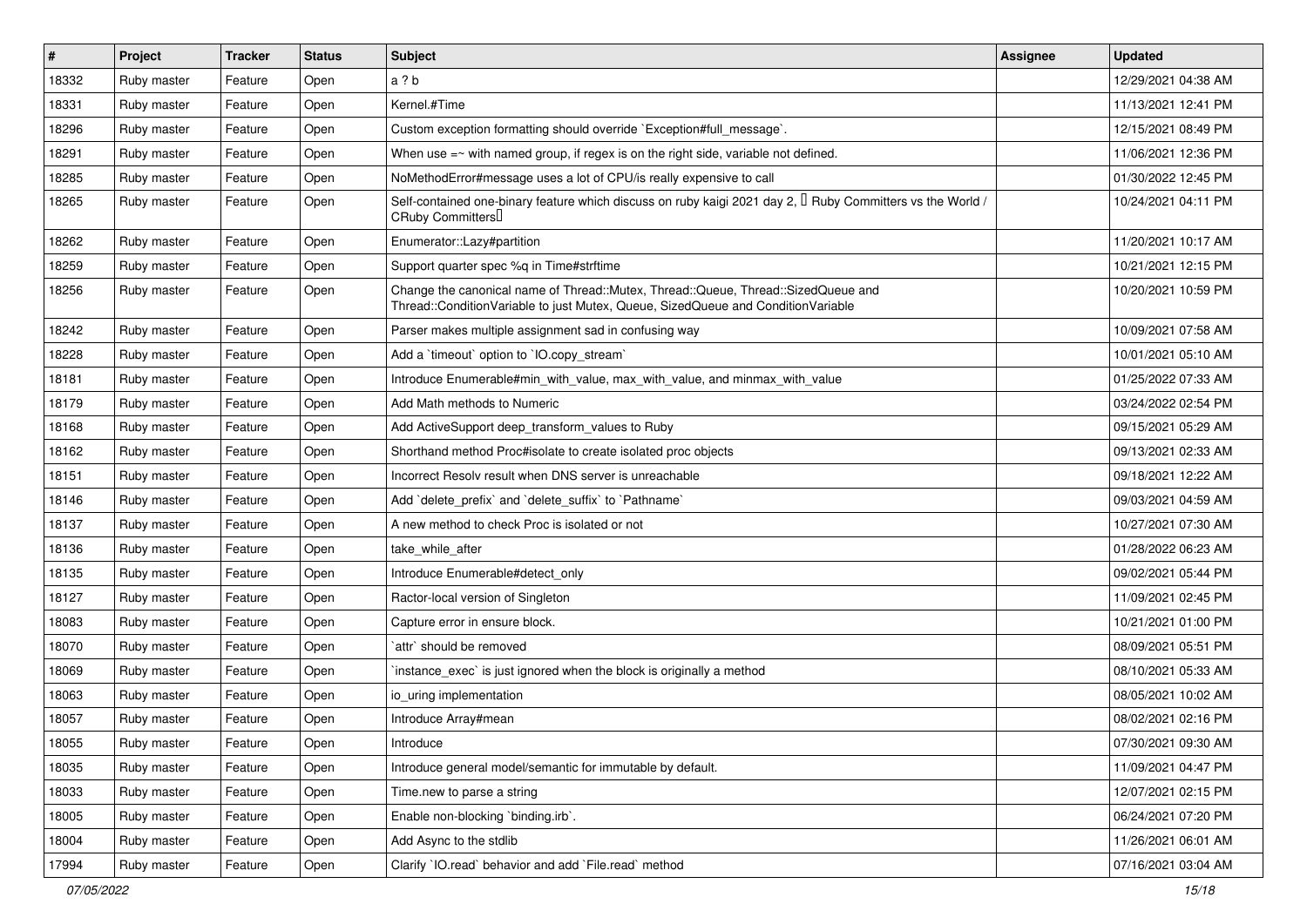| # | Project | Tracker | Status | Subject | Assignee | Updated |
|---|---|---|---|---|---|---|
| 18332 | Ruby master | Feature | Open | a ? b | | 12/29/2021 04:38 AM |
| 18331 | Ruby master | Feature | Open | Kernel.#Time | | 11/13/2021 12:41 PM |
| 18296 | Ruby master | Feature | Open | Custom exception formatting should override `Exception#full_message`. | | 12/15/2021 08:49 PM |
| 18291 | Ruby master | Feature | Open | When use =~ with named group, if regex is on the right side, variable not defined. | | 11/06/2021 12:36 PM |
| 18285 | Ruby master | Feature | Open | NoMethodError#message uses a lot of CPU/is really expensive to call | | 01/30/2022 12:45 PM |
| 18265 | Ruby master | Feature | Open | Self-contained one-binary feature which discuss on ruby kaigi 2021 day 2, 「Ruby Committers vs the World / CRuby Committers」 | | 10/24/2021 04:11 PM |
| 18262 | Ruby master | Feature | Open | Enumerator::Lazy#partition | | 11/20/2021 10:17 AM |
| 18259 | Ruby master | Feature | Open | Support quarter spec %q in Time#strftime | | 10/21/2021 12:15 PM |
| 18256 | Ruby master | Feature | Open | Change the canonical name of Thread::Mutex, Thread::Queue, Thread::SizedQueue and Thread::ConditionVariable to just Mutex, Queue, SizedQueue and ConditionVariable | | 10/20/2021 10:59 PM |
| 18242 | Ruby master | Feature | Open | Parser makes multiple assignment sad in confusing way | | 10/09/2021 07:58 AM |
| 18228 | Ruby master | Feature | Open | Add a `timeout` option to `IO.copy_stream` | | 10/01/2021 05:10 AM |
| 18181 | Ruby master | Feature | Open | Introduce Enumerable#min_with_value, max_with_value, and minmax_with_value | | 01/25/2022 07:33 AM |
| 18179 | Ruby master | Feature | Open | Add Math methods to Numeric | | 03/24/2022 02:54 PM |
| 18168 | Ruby master | Feature | Open | Add ActiveSupport deep_transform_values to Ruby | | 09/15/2021 05:29 AM |
| 18162 | Ruby master | Feature | Open | Shorthand method Proc#isolate to create isolated proc objects | | 09/13/2021 02:33 AM |
| 18151 | Ruby master | Feature | Open | Incorrect Resolv result when DNS server is unreachable | | 09/18/2021 12:22 AM |
| 18146 | Ruby master | Feature | Open | Add `delete_prefix` and `delete_suffix` to `Pathname` | | 09/03/2021 04:59 AM |
| 18137 | Ruby master | Feature | Open | A new method to check Proc is isolated or not | | 10/27/2021 07:30 AM |
| 18136 | Ruby master | Feature | Open | take_while_after | | 01/28/2022 06:23 AM |
| 18135 | Ruby master | Feature | Open | Introduce Enumerable#detect_only | | 09/02/2021 05:44 PM |
| 18127 | Ruby master | Feature | Open | Ractor-local version of Singleton | | 11/09/2021 02:45 PM |
| 18083 | Ruby master | Feature | Open | Capture error in ensure block. | | 10/21/2021 01:00 PM |
| 18070 | Ruby master | Feature | Open | `attr` should be removed | | 08/09/2021 05:51 PM |
| 18069 | Ruby master | Feature | Open | `instance_exec` is just ignored when the block is originally a method | | 08/10/2021 05:33 AM |
| 18063 | Ruby master | Feature | Open | io_uring implementation | | 08/05/2021 10:02 AM |
| 18057 | Ruby master | Feature | Open | Introduce Array#mean | | 08/02/2021 02:16 PM |
| 18055 | Ruby master | Feature | Open | Introduce | | 07/30/2021 09:30 AM |
| 18035 | Ruby master | Feature | Open | Introduce general model/semantic for immutable by default. | | 11/09/2021 04:47 PM |
| 18033 | Ruby master | Feature | Open | Time.new to parse a string | | 12/07/2021 02:15 PM |
| 18005 | Ruby master | Feature | Open | Enable non-blocking `binding.irb`. | | 06/24/2021 07:20 PM |
| 18004 | Ruby master | Feature | Open | Add Async to the stdlib | | 11/26/2021 06:01 AM |
| 17994 | Ruby master | Feature | Open | Clarify `IO.read` behavior and add `File.read` method | | 07/16/2021 03:04 AM |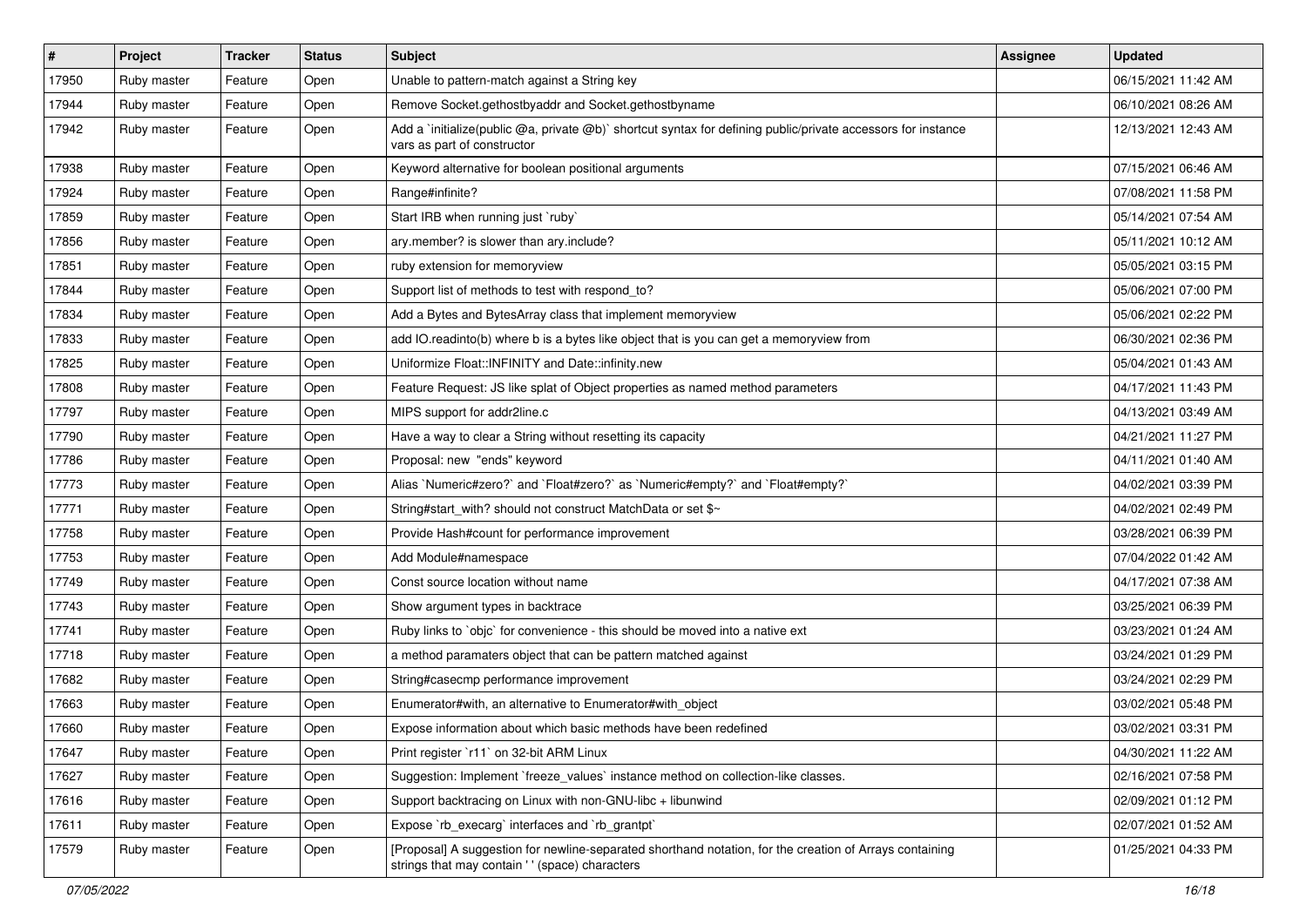| # | Project | Tracker | Status | Subject | Assignee | Updated |
|---|---|---|---|---|---|---|
| 17950 | Ruby master | Feature | Open | Unable to pattern-match against a String key | | 06/15/2021 11:42 AM |
| 17944 | Ruby master | Feature | Open | Remove Socket.gethostbyaddr and Socket.gethostbyname | | 06/10/2021 08:26 AM |
| 17942 | Ruby master | Feature | Open | Add a `initialize(public @a, private @b)` shortcut syntax for defining public/private accessors for instance vars as part of constructor | | 12/13/2021 12:43 AM |
| 17938 | Ruby master | Feature | Open | Keyword alternative for boolean positional arguments | | 07/15/2021 06:46 AM |
| 17924 | Ruby master | Feature | Open | Range#infinite? | | 07/08/2021 11:58 PM |
| 17859 | Ruby master | Feature | Open | Start IRB when running just `ruby` | | 05/14/2021 07:54 AM |
| 17856 | Ruby master | Feature | Open | ary.member? is slower than ary.include? | | 05/11/2021 10:12 AM |
| 17851 | Ruby master | Feature | Open | ruby extension for memoryview | | 05/05/2021 03:15 PM |
| 17844 | Ruby master | Feature | Open | Support list of methods to test with respond_to? | | 05/06/2021 07:00 PM |
| 17834 | Ruby master | Feature | Open | Add a Bytes and BytesArray class that implement memoryview | | 05/06/2021 02:22 PM |
| 17833 | Ruby master | Feature | Open | add IO.readinto(b) where b is a bytes like object that is you can get a memoryview from | | 06/30/2021 02:36 PM |
| 17825 | Ruby master | Feature | Open | Uniformize Float::INFINITY and Date::infinity.new | | 05/04/2021 01:43 AM |
| 17808 | Ruby master | Feature | Open | Feature Request: JS like splat of Object properties as named method parameters | | 04/17/2021 11:43 PM |
| 17797 | Ruby master | Feature | Open | MIPS support for addr2line.c | | 04/13/2021 03:49 AM |
| 17790 | Ruby master | Feature | Open | Have a way to clear a String without resetting its capacity | | 04/21/2021 11:27 PM |
| 17786 | Ruby master | Feature | Open | Proposal: new "ends" keyword | | 04/11/2021 01:40 AM |
| 17773 | Ruby master | Feature | Open | Alias `Numeric#zero?` and `Float#zero?` as `Numeric#empty?` and `Float#empty?` | | 04/02/2021 03:39 PM |
| 17771 | Ruby master | Feature | Open | String#start_with? should not construct MatchData or set $~ | | 04/02/2021 02:49 PM |
| 17758 | Ruby master | Feature | Open | Provide Hash#count for performance improvement | | 03/28/2021 06:39 PM |
| 17753 | Ruby master | Feature | Open | Add Module#namespace | | 07/04/2022 01:42 AM |
| 17749 | Ruby master | Feature | Open | Const source location without name | | 04/17/2021 07:38 AM |
| 17743 | Ruby master | Feature | Open | Show argument types in backtrace | | 03/25/2021 06:39 PM |
| 17741 | Ruby master | Feature | Open | Ruby links to `objc` for convenience - this should be moved into a native ext | | 03/23/2021 01:24 AM |
| 17718 | Ruby master | Feature | Open | a method paramaters object that can be pattern matched against | | 03/24/2021 01:29 PM |
| 17682 | Ruby master | Feature | Open | String#casecmp performance improvement | | 03/24/2021 02:29 PM |
| 17663 | Ruby master | Feature | Open | Enumerator#with, an alternative to Enumerator#with_object | | 03/02/2021 05:48 PM |
| 17660 | Ruby master | Feature | Open | Expose information about which basic methods have been redefined | | 03/02/2021 03:31 PM |
| 17647 | Ruby master | Feature | Open | Print register `r11` on 32-bit ARM Linux | | 04/30/2021 11:22 AM |
| 17627 | Ruby master | Feature | Open | Suggestion: Implement `freeze_values` instance method on collection-like classes. | | 02/16/2021 07:58 PM |
| 17616 | Ruby master | Feature | Open | Support backtracing on Linux with non-GNU-libc + libunwind | | 02/09/2021 01:12 PM |
| 17611 | Ruby master | Feature | Open | Expose `rb_execarg` interfaces and `rb_grantpt` | | 02/07/2021 01:52 AM |
| 17579 | Ruby master | Feature | Open | [Proposal] A suggestion for newline-separated shorthand notation, for the creation of Arrays containing strings that may contain ' ' (space) characters | | 01/25/2021 04:33 PM |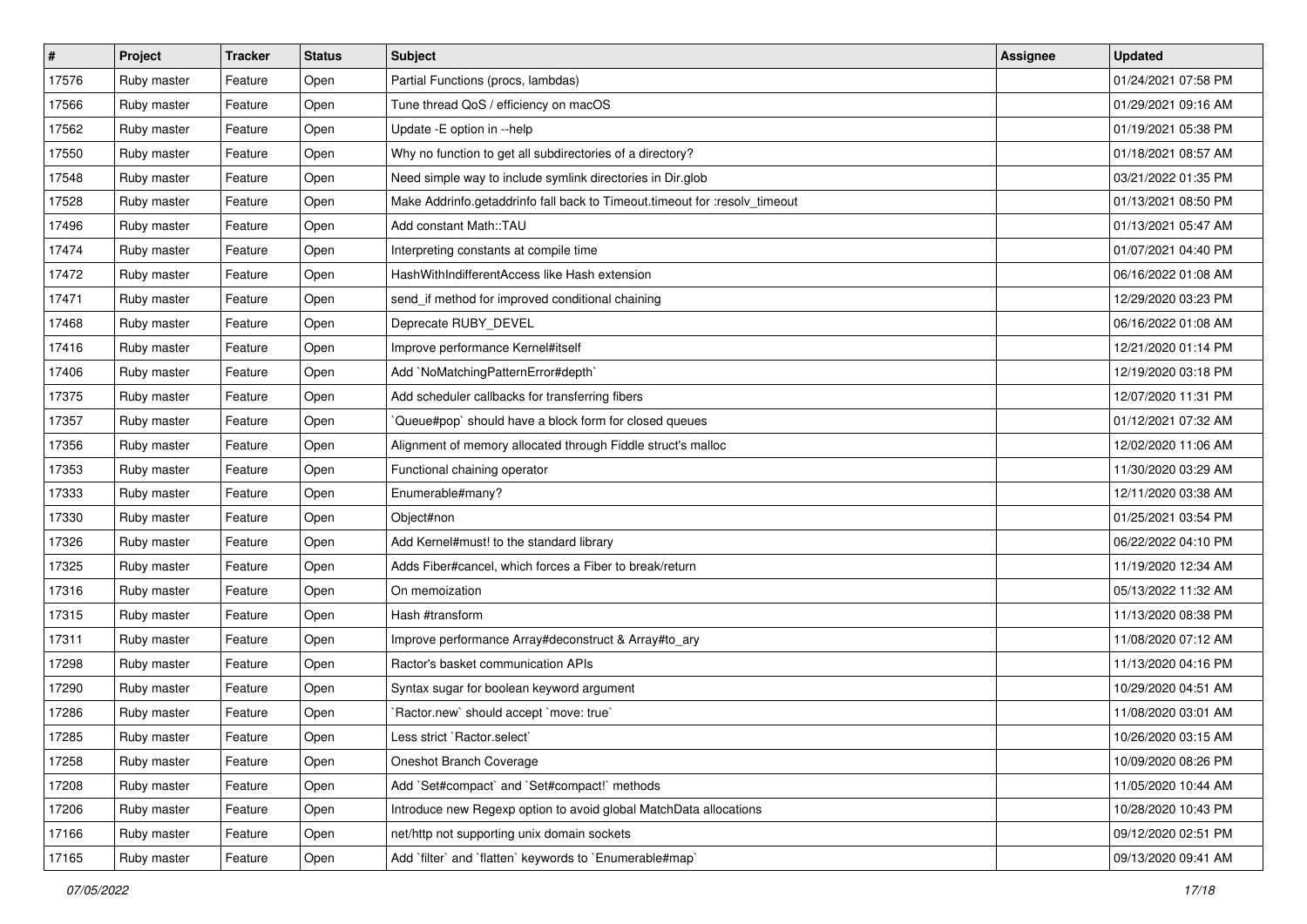| # | Project | Tracker | Status | Subject | Assignee | Updated |
| --- | --- | --- | --- | --- | --- | --- |
| 17576 | Ruby master | Feature | Open | Partial Functions (procs, lambdas) | | 01/24/2021 07:58 PM |
| 17566 | Ruby master | Feature | Open | Tune thread QoS / efficiency on macOS | | 01/29/2021 09:16 AM |
| 17562 | Ruby master | Feature | Open | Update -E option in --help | | 01/19/2021 05:38 PM |
| 17550 | Ruby master | Feature | Open | Why no function to get all subdirectories of a directory? | | 01/18/2021 08:57 AM |
| 17548 | Ruby master | Feature | Open | Need simple way to include symlink directories in Dir.glob | | 03/21/2022 01:35 PM |
| 17528 | Ruby master | Feature | Open | Make Addrinfo.getaddrinfo fall back to Timeout.timeout for :resolv_timeout | | 01/13/2021 08:50 PM |
| 17496 | Ruby master | Feature | Open | Add constant Math::TAU | | 01/13/2021 05:47 AM |
| 17474 | Ruby master | Feature | Open | Interpreting constants at compile time | | 01/07/2021 04:40 PM |
| 17472 | Ruby master | Feature | Open | HashWithIndifferentAccess like Hash extension | | 06/16/2022 01:08 AM |
| 17471 | Ruby master | Feature | Open | send_if method for improved conditional chaining | | 12/29/2020 03:23 PM |
| 17468 | Ruby master | Feature | Open | Deprecate RUBY_DEVEL | | 06/16/2022 01:08 AM |
| 17416 | Ruby master | Feature | Open | Improve performance Kernel#itself | | 12/21/2020 01:14 PM |
| 17406 | Ruby master | Feature | Open | Add `NoMatchingPatternError#depth` | | 12/19/2020 03:18 PM |
| 17375 | Ruby master | Feature | Open | Add scheduler callbacks for transferring fibers | | 12/07/2020 11:31 PM |
| 17357 | Ruby master | Feature | Open | `Queue#pop` should have a block form for closed queues | | 01/12/2021 07:32 AM |
| 17356 | Ruby master | Feature | Open | Alignment of memory allocated through Fiddle struct's malloc | | 12/02/2020 11:06 AM |
| 17353 | Ruby master | Feature | Open | Functional chaining operator | | 11/30/2020 03:29 AM |
| 17333 | Ruby master | Feature | Open | Enumerable#many? | | 12/11/2020 03:38 AM |
| 17330 | Ruby master | Feature | Open | Object#non | | 01/25/2021 03:54 PM |
| 17326 | Ruby master | Feature | Open | Add Kernel#must! to the standard library | | 06/22/2022 04:10 PM |
| 17325 | Ruby master | Feature | Open | Adds Fiber#cancel, which forces a Fiber to break/return | | 11/19/2020 12:34 AM |
| 17316 | Ruby master | Feature | Open | On memoization | | 05/13/2022 11:32 AM |
| 17315 | Ruby master | Feature | Open | Hash #transform | | 11/13/2020 08:38 PM |
| 17311 | Ruby master | Feature | Open | Improve performance Array#deconstruct & Array#to_ary | | 11/08/2020 07:12 AM |
| 17298 | Ruby master | Feature | Open | Ractor's basket communication APIs | | 11/13/2020 04:16 PM |
| 17290 | Ruby master | Feature | Open | Syntax sugar for boolean keyword argument | | 10/29/2020 04:51 AM |
| 17286 | Ruby master | Feature | Open | `Ractor.new` should accept `move: true` | | 11/08/2020 03:01 AM |
| 17285 | Ruby master | Feature | Open | Less strict `Ractor.select` | | 10/26/2020 03:15 AM |
| 17258 | Ruby master | Feature | Open | Oneshot Branch Coverage | | 10/09/2020 08:26 PM |
| 17208 | Ruby master | Feature | Open | Add `Set#compact` and `Set#compact!` methods | | 11/05/2020 10:44 AM |
| 17206 | Ruby master | Feature | Open | Introduce new Regexp option to avoid global MatchData allocations | | 10/28/2020 10:43 PM |
| 17166 | Ruby master | Feature | Open | net/http not supporting unix domain sockets | | 09/12/2020 02:51 PM |
| 17165 | Ruby master | Feature | Open | Add `filter` and `flatten` keywords to `Enumerable#map` | | 09/13/2020 09:41 AM |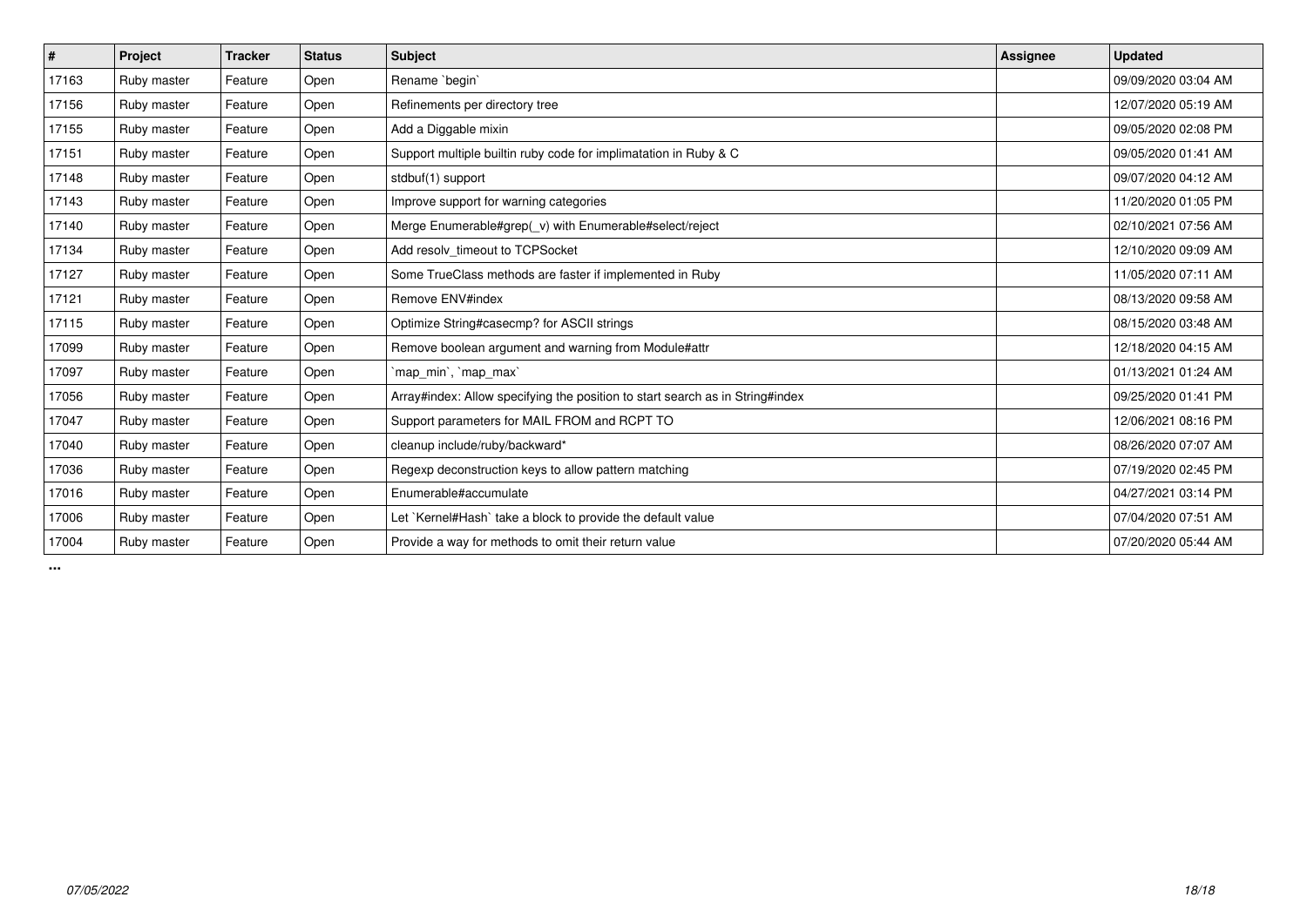| # | Project | Tracker | Status | Subject | Assignee | Updated |
|---|---|---|---|---|---|---|
| 17163 | Ruby master | Feature | Open | Rename `begin` | | 09/09/2020 03:04 AM |
| 17156 | Ruby master | Feature | Open | Refinements per directory tree | | 12/07/2020 05:19 AM |
| 17155 | Ruby master | Feature | Open | Add a Diggable mixin | | 09/05/2020 02:08 PM |
| 17151 | Ruby master | Feature | Open | Support multiple builtin ruby code for implimatation in Ruby & C | | 09/05/2020 01:41 AM |
| 17148 | Ruby master | Feature | Open | stdbuf(1) support | | 09/07/2020 04:12 AM |
| 17143 | Ruby master | Feature | Open | Improve support for warning categories | | 11/20/2020 01:05 PM |
| 17140 | Ruby master | Feature | Open | Merge Enumerable#grep(_v) with Enumerable#select/reject | | 02/10/2021 07:56 AM |
| 17134 | Ruby master | Feature | Open | Add resolv_timeout to TCPSocket | | 12/10/2020 09:09 AM |
| 17127 | Ruby master | Feature | Open | Some TrueClass methods are faster if implemented in Ruby | | 11/05/2020 07:11 AM |
| 17121 | Ruby master | Feature | Open | Remove ENV#index | | 08/13/2020 09:58 AM |
| 17115 | Ruby master | Feature | Open | Optimize String#casecmp? for ASCII strings | | 08/15/2020 03:48 AM |
| 17099 | Ruby master | Feature | Open | Remove boolean argument and warning from Module#attr | | 12/18/2020 04:15 AM |
| 17097 | Ruby master | Feature | Open | `map_min`, `map_max` | | 01/13/2021 01:24 AM |
| 17056 | Ruby master | Feature | Open | Array#index: Allow specifying the position to start search as in String#index | | 09/25/2020 01:41 PM |
| 17047 | Ruby master | Feature | Open | Support parameters for MAIL FROM and RCPT TO | | 12/06/2021 08:16 PM |
| 17040 | Ruby master | Feature | Open | cleanup include/ruby/backward* | | 08/26/2020 07:07 AM |
| 17036 | Ruby master | Feature | Open | Regexp deconstruction keys to allow pattern matching | | 07/19/2020 02:45 PM |
| 17016 | Ruby master | Feature | Open | Enumerable#accumulate | | 04/27/2021 03:14 PM |
| 17006 | Ruby master | Feature | Open | Let `Kernel#Hash` take a block to provide the default value | | 07/04/2020 07:51 AM |
| 17004 | Ruby master | Feature | Open | Provide a way for methods to omit their return value | | 07/20/2020 05:44 AM |

...